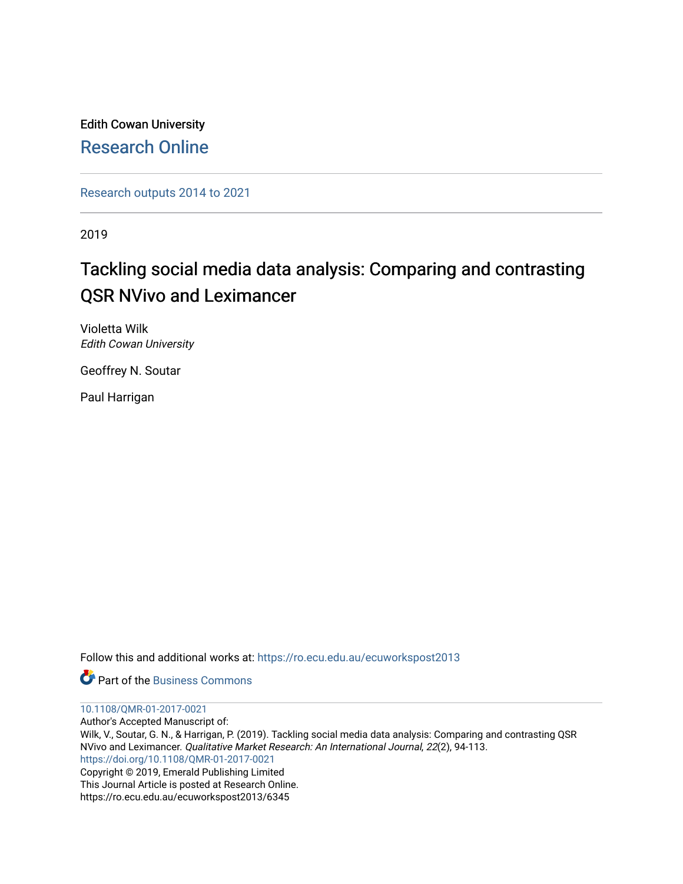Edith Cowan University

Research Online

Research outputs 2014 to 2021

2019

# Tackling social media data analysis: Comparing and contrasting QSR NVivo and Leximancer

Violetta Wilk
*Edith Cowan University*

Geoffrey N. Soutar

Paul Harrigan

Follow this and additional works at: https://ro.ecu.edu.au/ecuworkspost2013

Part of the Business Commons

10.1108/QMR-01-2017-0021
Author's Accepted Manuscript of:
Wilk, V., Soutar, G. N., & Harrigan, P. (2019). Tackling social media data analysis: Comparing and contrasting QSR NVivo and Leximancer. *Qualitative Market Research: An International Journal*, *22*(2), 94-113.
https://doi.org/10.1108/QMR-01-2017-0021
Copyright © 2019, Emerald Publishing Limited
This Journal Article is posted at Research Online.
https://ro.ecu.edu.au/ecuworkspost2013/6345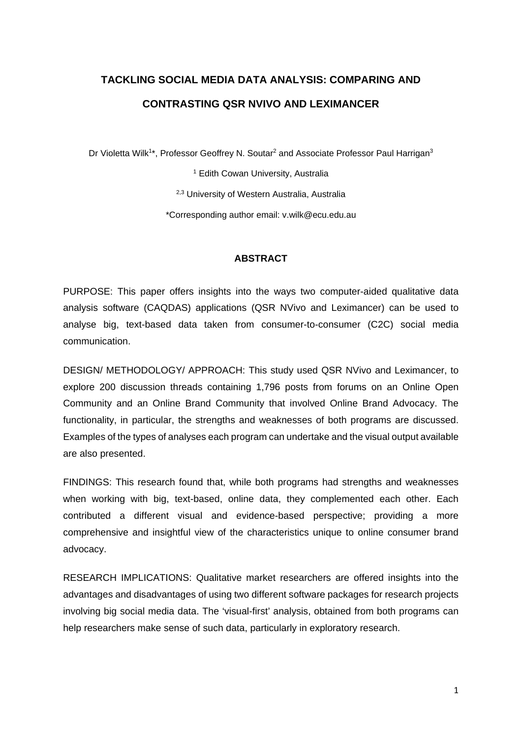# TACKLING SOCIAL MEDIA DATA ANALYSIS: COMPARING AND CONTRASTING QSR NVIVO AND LEXIMANCER

Dr Violetta Wilk[1]*, Professor Geoffrey N. Soutar[2] and Associate Professor Paul Harrigan[3]

[1] Edith Cowan University, Australia

[2,3] University of Western Australia, Australia

*Corresponding author email: v.wilk@ecu.edu.au

## ABSTRACT

PURPOSE: This paper offers insights into the ways two computer-aided qualitative data analysis software (CAQDAS) applications (QSR NVivo and Leximancer) can be used to analyse big, text-based data taken from consumer-to-consumer (C2C) social media communication.

DESIGN/ METHODOLOGY/ APPROACH: This study used QSR NVivo and Leximancer, to explore 200 discussion threads containing 1,796 posts from forums on an Online Open Community and an Online Brand Community that involved Online Brand Advocacy. The functionality, in particular, the strengths and weaknesses of both programs are discussed. Examples of the types of analyses each program can undertake and the visual output available are also presented.

FINDINGS: This research found that, while both programs had strengths and weaknesses when working with big, text-based, online data, they complemented each other. Each contributed a different visual and evidence-based perspective; providing a more comprehensive and insightful view of the characteristics unique to online consumer brand advocacy.

RESEARCH IMPLICATIONS: Qualitative market researchers are offered insights into the advantages and disadvantages of using two different software packages for research projects involving big social media data. The 'visual-first' analysis, obtained from both programs can help researchers make sense of such data, particularly in exploratory research.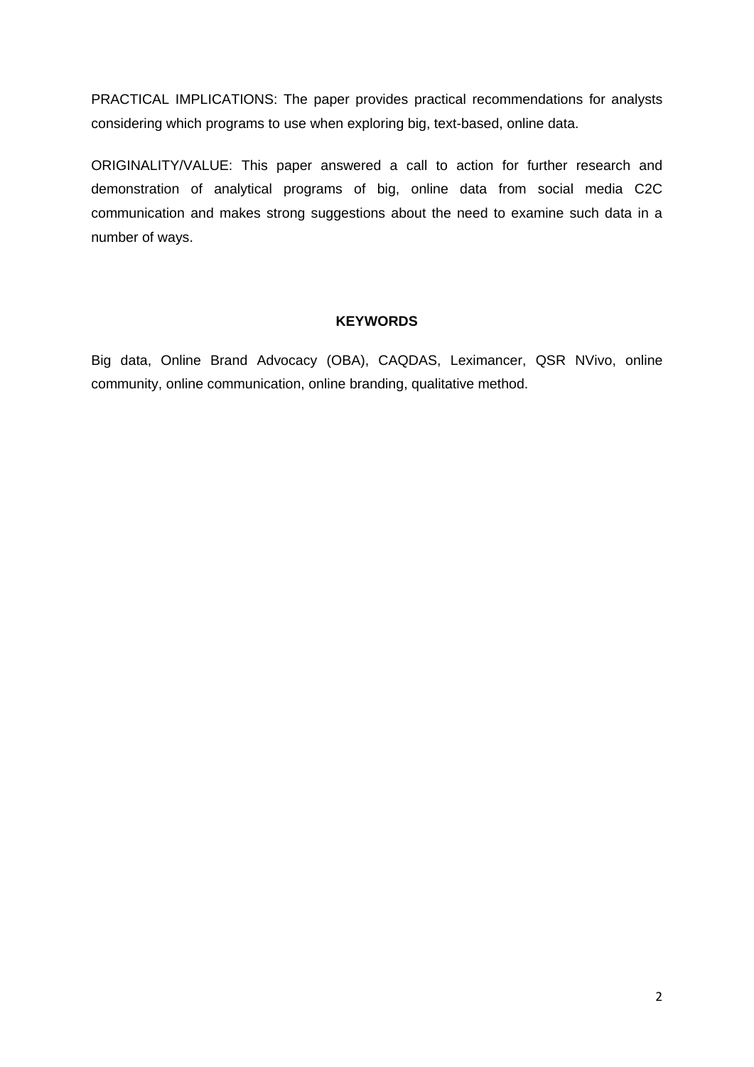PRACTICAL IMPLICATIONS: The paper provides practical recommendations for analysts considering which programs to use when exploring big, text-based, online data.

ORIGINALITY/VALUE: This paper answered a call to action for further research and demonstration of analytical programs of big, online data from social media C2C communication and makes strong suggestions about the need to examine such data in a number of ways.

## KEYWORDS

Big data, Online Brand Advocacy (OBA), CAQDAS, Leximancer, QSR NVivo, online community, online communication, online branding, qualitative method.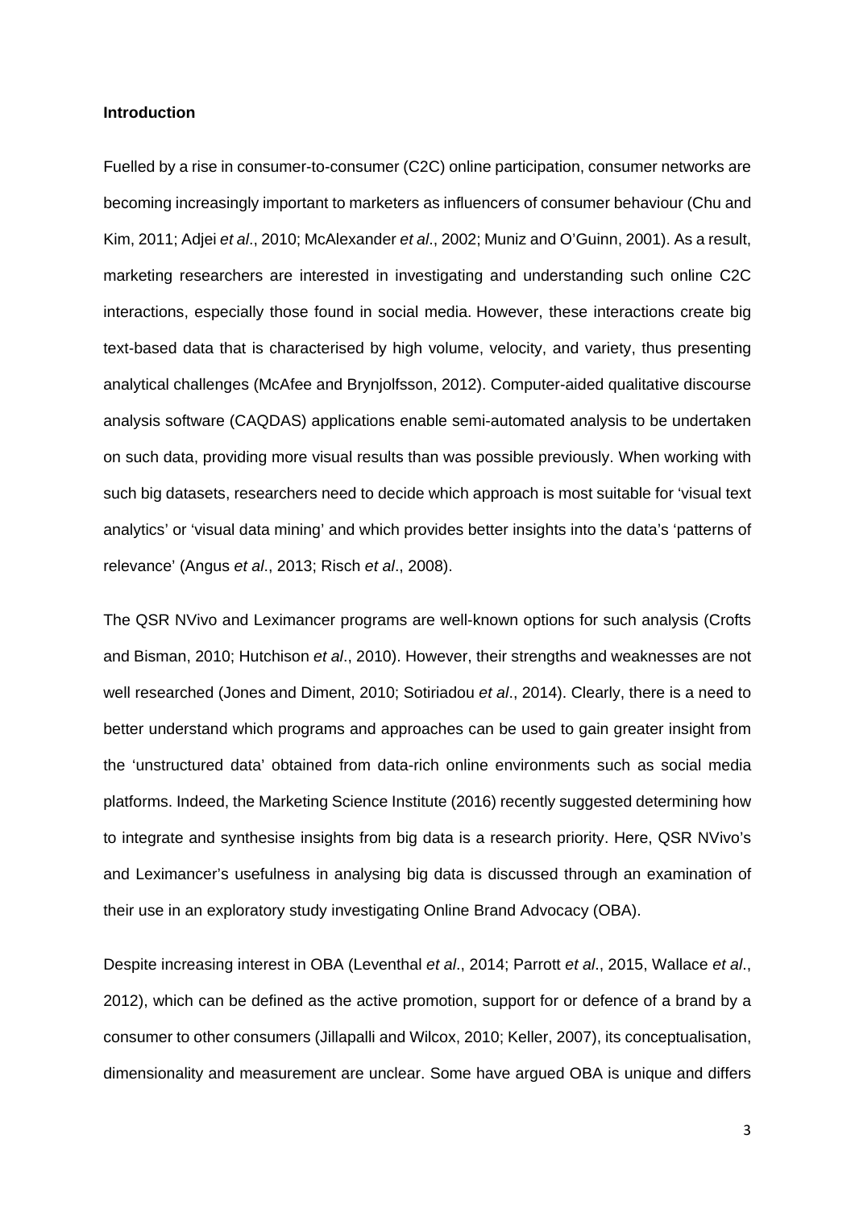**Introduction**

Fuelled by a rise in consumer-to-consumer (C2C) online participation, consumer networks are becoming increasingly important to marketers as influencers of consumer behaviour (Chu and Kim, 2011; Adjei *et al*., 2010; McAlexander *et al*., 2002; Muniz and O'Guinn, 2001). As a result, marketing researchers are interested in investigating and understanding such online C2C interactions, especially those found in social media. However, these interactions create big text-based data that is characterised by high volume, velocity, and variety, thus presenting analytical challenges (McAfee and Brynjolfsson, 2012). Computer-aided qualitative discourse analysis software (CAQDAS) applications enable semi-automated analysis to be undertaken on such data, providing more visual results than was possible previously. When working with such big datasets, researchers need to decide which approach is most suitable for 'visual text analytics' or 'visual data mining' and which provides better insights into the data's 'patterns of relevance' (Angus *et al*., 2013; Risch *et al*., 2008).

The QSR NVivo and Leximancer programs are well-known options for such analysis (Crofts and Bisman, 2010; Hutchison *et al*., 2010). However, their strengths and weaknesses are not well researched (Jones and Diment, 2010; Sotiriadou *et al*., 2014). Clearly, there is a need to better understand which programs and approaches can be used to gain greater insight from the 'unstructured data' obtained from data-rich online environments such as social media platforms. Indeed, the Marketing Science Institute (2016) recently suggested determining how to integrate and synthesise insights from big data is a research priority. Here, QSR NVivo's and Leximancer's usefulness in analysing big data is discussed through an examination of their use in an exploratory study investigating Online Brand Advocacy (OBA).

Despite increasing interest in OBA (Leventhal *et al*., 2014; Parrott *et al*., 2015, Wallace *et al*., 2012), which can be defined as the active promotion, support for or defence of a brand by a consumer to other consumers (Jillapalli and Wilcox, 2010; Keller, 2007), its conceptualisation, dimensionality and measurement are unclear. Some have argued OBA is unique and differs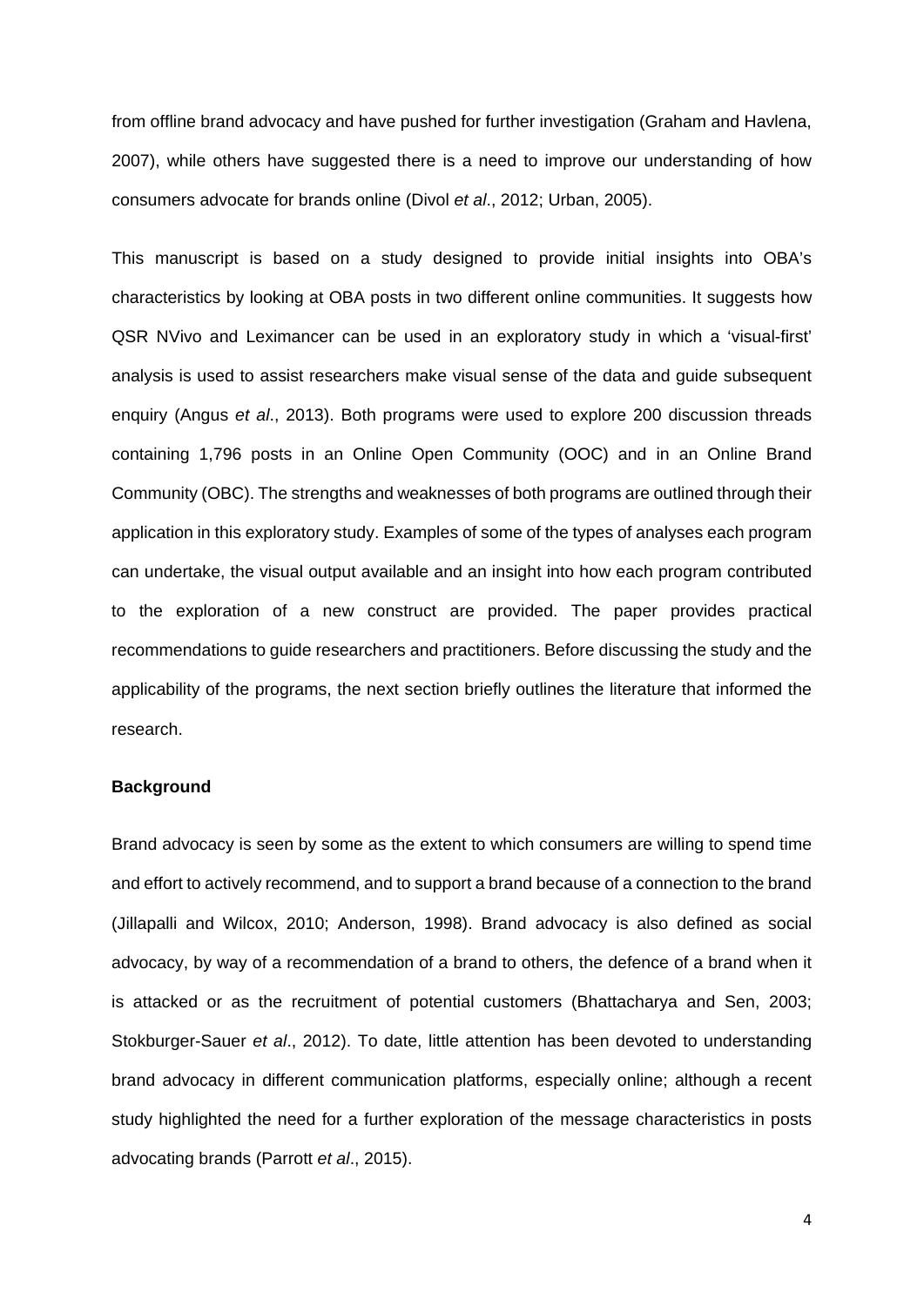from offline brand advocacy and have pushed for further investigation (Graham and Havlena, 2007), while others have suggested there is a need to improve our understanding of how consumers advocate for brands online (Divol *et al*., 2012; Urban, 2005).

This manuscript is based on a study designed to provide initial insights into OBA's characteristics by looking at OBA posts in two different online communities. It suggests how QSR NVivo and Leximancer can be used in an exploratory study in which a 'visual-first' analysis is used to assist researchers make visual sense of the data and guide subsequent enquiry (Angus *et al*., 2013). Both programs were used to explore 200 discussion threads containing 1,796 posts in an Online Open Community (OOC) and in an Online Brand Community (OBC). The strengths and weaknesses of both programs are outlined through their application in this exploratory study. Examples of some of the types of analyses each program can undertake, the visual output available and an insight into how each program contributed to the exploration of a new construct are provided. The paper provides practical recommendations to guide researchers and practitioners. Before discussing the study and the applicability of the programs, the next section briefly outlines the literature that informed the research.

**Background**

Brand advocacy is seen by some as the extent to which consumers are willing to spend time and effort to actively recommend, and to support a brand because of a connection to the brand (Jillapalli and Wilcox, 2010; Anderson, 1998). Brand advocacy is also defined as social advocacy, by way of a recommendation of a brand to others, the defence of a brand when it is attacked or as the recruitment of potential customers (Bhattacharya and Sen, 2003; Stokburger-Sauer *et al*., 2012). To date, little attention has been devoted to understanding brand advocacy in different communication platforms, especially online; although a recent study highlighted the need for a further exploration of the message characteristics in posts advocating brands (Parrott *et al*., 2015).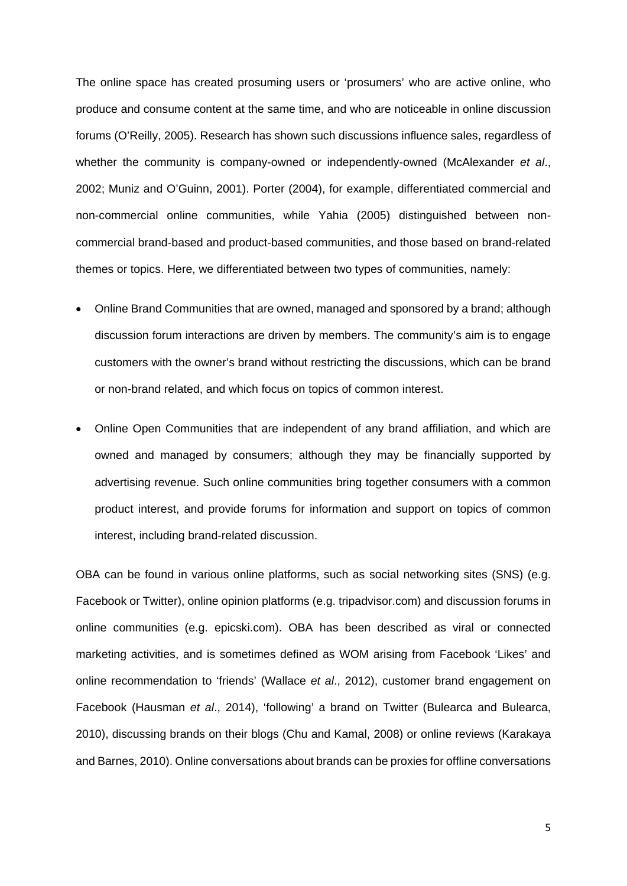The online space has created prosuming users or 'prosumers' who are active online, who produce and consume content at the same time, and who are noticeable in online discussion forums (O'Reilly, 2005). Research has shown such discussions influence sales, regardless of whether the community is company-owned or independently-owned (McAlexander *et al*., 2002; Muniz and O'Guinn, 2001). Porter (2004), for example, differentiated commercial and non-commercial online communities, while Yahia (2005) distinguished between non-commercial brand-based and product-based communities, and those based on brand-related themes or topics. Here, we differentiated between two types of communities, namely:

- Online Brand Communities that are owned, managed and sponsored by a brand; although discussion forum interactions are driven by members. The community's aim is to engage customers with the owner's brand without restricting the discussions, which can be brand or non-brand related, and which focus on topics of common interest.
- Online Open Communities that are independent of any brand affiliation, and which are owned and managed by consumers; although they may be financially supported by advertising revenue. Such online communities bring together consumers with a common product interest, and provide forums for information and support on topics of common interest, including brand-related discussion.

OBA can be found in various online platforms, such as social networking sites (SNS) (e.g. Facebook or Twitter), online opinion platforms (e.g. tripadvisor.com) and discussion forums in online communities (e.g. epicski.com). OBA has been described as viral or connected marketing activities, and is sometimes defined as WOM arising from Facebook 'Likes' and online recommendation to 'friends' (Wallace *et al*., 2012), customer brand engagement on Facebook (Hausman *et al*., 2014), 'following' a brand on Twitter (Bulearca and Bulearca, 2010), discussing brands on their blogs (Chu and Kamal, 2008) or online reviews (Karakaya and Barnes, 2010). Online conversations about brands can be proxies for offline conversations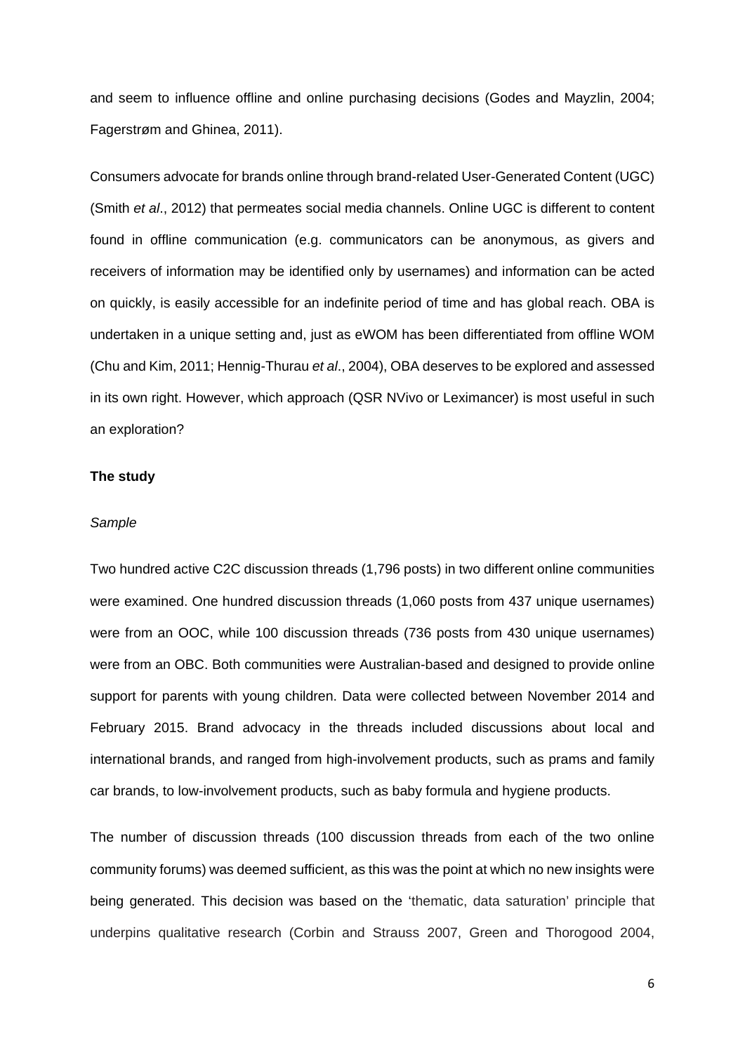and seem to influence offline and online purchasing decisions (Godes and Mayzlin, 2004; Fagerstrøm and Ghinea, 2011).

Consumers advocate for brands online through brand-related User-Generated Content (UGC) (Smith *et al*., 2012) that permeates social media channels. Online UGC is different to content found in offline communication (e.g. communicators can be anonymous, as givers and receivers of information may be identified only by usernames) and information can be acted on quickly, is easily accessible for an indefinite period of time and has global reach. OBA is undertaken in a unique setting and, just as eWOM has been differentiated from offline WOM (Chu and Kim, 2011; Hennig-Thurau *et al*., 2004), OBA deserves to be explored and assessed in its own right. However, which approach (QSR NVivo or Leximancer) is most useful in such an exploration?

**The study**

*Sample*

Two hundred active C2C discussion threads (1,796 posts) in two different online communities were examined. One hundred discussion threads (1,060 posts from 437 unique usernames) were from an OOC, while 100 discussion threads (736 posts from 430 unique usernames) were from an OBC. Both communities were Australian-based and designed to provide online support for parents with young children. Data were collected between November 2014 and February 2015. Brand advocacy in the threads included discussions about local and international brands, and ranged from high-involvement products, such as prams and family car brands, to low-involvement products, such as baby formula and hygiene products.

The number of discussion threads (100 discussion threads from each of the two online community forums) was deemed sufficient, as this was the point at which no new insights were being generated. This decision was based on the 'thematic, data saturation' principle that underpins qualitative research (Corbin and Strauss 2007, Green and Thorogood 2004,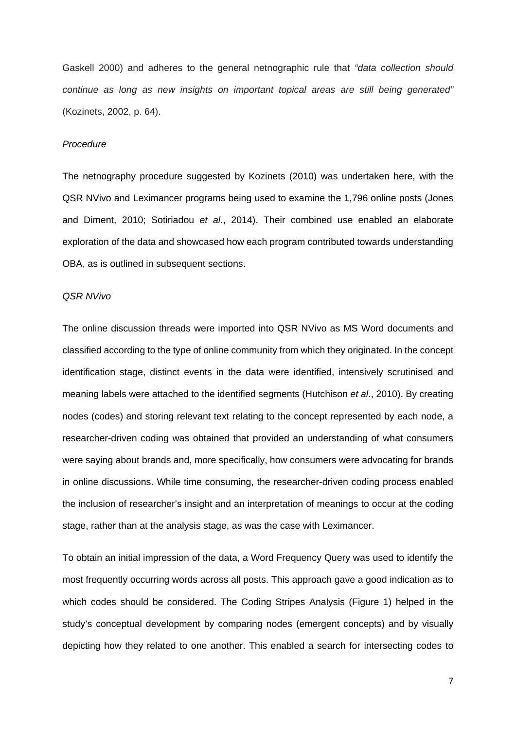Gaskell 2000) and adheres to the general netnographic rule that *"data collection should continue as long as new insights on important topical areas are still being generated"* (Kozinets, 2002, p. 64).

*Procedure*

The netnography procedure suggested by Kozinets (2010) was undertaken here, with the QSR NVivo and Leximancer programs being used to examine the 1,796 online posts (Jones and Diment, 2010; Sotiriadou *et al*., 2014). Their combined use enabled an elaborate exploration of the data and showcased how each program contributed towards understanding OBA, as is outlined in subsequent sections.

*QSR NVivo*

The online discussion threads were imported into QSR NVivo as MS Word documents and classified according to the type of online community from which they originated. In the concept identification stage, distinct events in the data were identified, intensively scrutinised and meaning labels were attached to the identified segments (Hutchison *et al*., 2010). By creating nodes (codes) and storing relevant text relating to the concept represented by each node, a researcher-driven coding was obtained that provided an understanding of what consumers were saying about brands and, more specifically, how consumers were advocating for brands in online discussions. While time consuming, the researcher-driven coding process enabled the inclusion of researcher's insight and an interpretation of meanings to occur at the coding stage, rather than at the analysis stage, as was the case with Leximancer.

To obtain an initial impression of the data, a Word Frequency Query was used to identify the most frequently occurring words across all posts. This approach gave a good indication as to which codes should be considered. The Coding Stripes Analysis (Figure 1) helped in the study's conceptual development by comparing nodes (emergent concepts) and by visually depicting how they related to one another. This enabled a search for intersecting codes to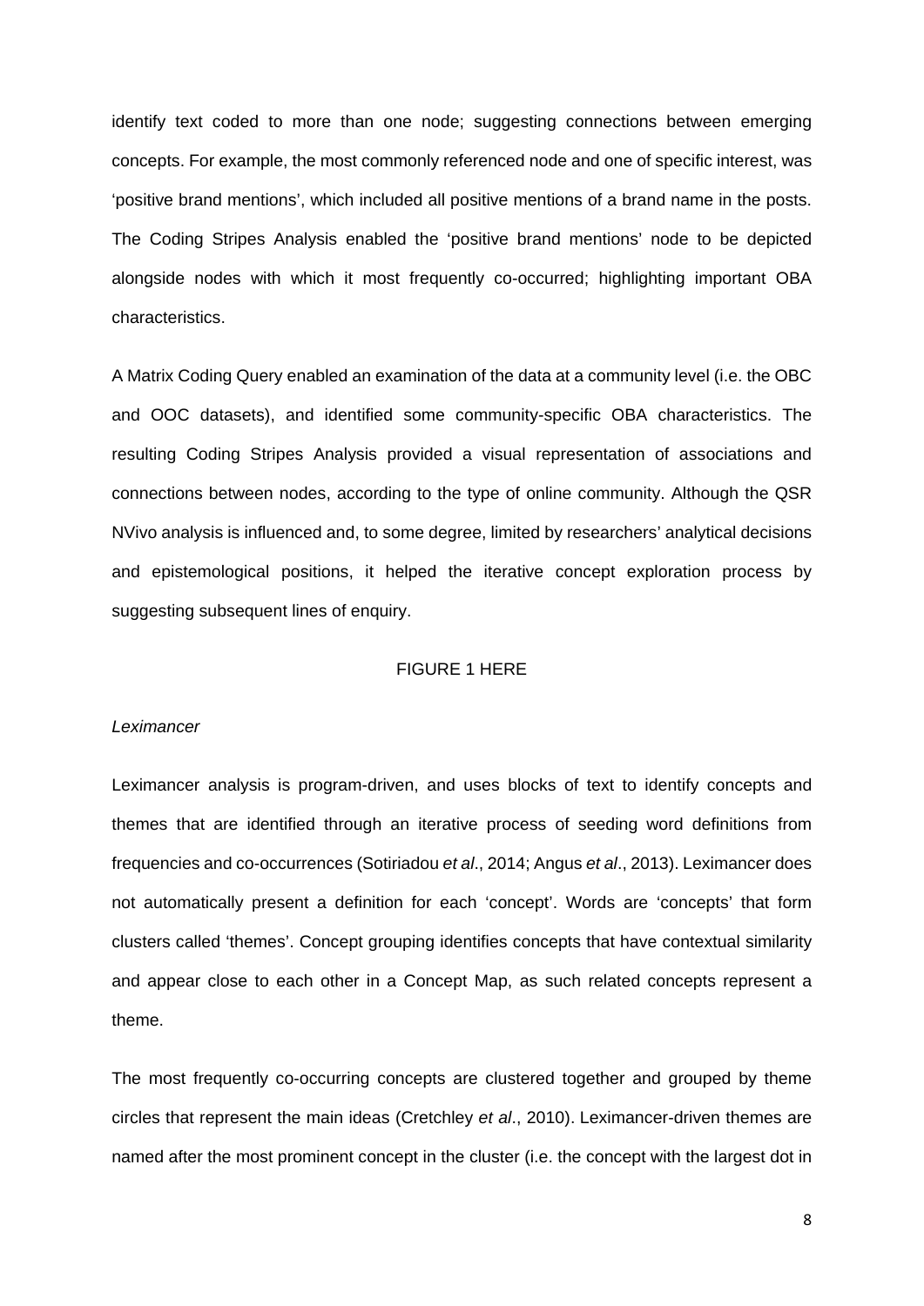identify text coded to more than one node; suggesting connections between emerging concepts. For example, the most commonly referenced node and one of specific interest, was 'positive brand mentions', which included all positive mentions of a brand name in the posts. The Coding Stripes Analysis enabled the 'positive brand mentions' node to be depicted alongside nodes with which it most frequently co-occurred; highlighting important OBA characteristics.

A Matrix Coding Query enabled an examination of the data at a community level (i.e. the OBC and OOC datasets), and identified some community-specific OBA characteristics. The resulting Coding Stripes Analysis provided a visual representation of associations and connections between nodes, according to the type of online community. Although the QSR NVivo analysis is influenced and, to some degree, limited by researchers' analytical decisions and epistemological positions, it helped the iterative concept exploration process by suggesting subsequent lines of enquiry.

FIGURE 1 HERE

*Leximancer*

Leximancer analysis is program-driven, and uses blocks of text to identify concepts and themes that are identified through an iterative process of seeding word definitions from frequencies and co-occurrences (Sotiriadou *et al*., 2014; Angus *et al*., 2013). Leximancer does not automatically present a definition for each 'concept'. Words are 'concepts' that form clusters called 'themes'. Concept grouping identifies concepts that have contextual similarity and appear close to each other in a Concept Map, as such related concepts represent a theme.

The most frequently co-occurring concepts are clustered together and grouped by theme circles that represent the main ideas (Cretchley *et al*., 2010). Leximancer-driven themes are named after the most prominent concept in the cluster (i.e. the concept with the largest dot in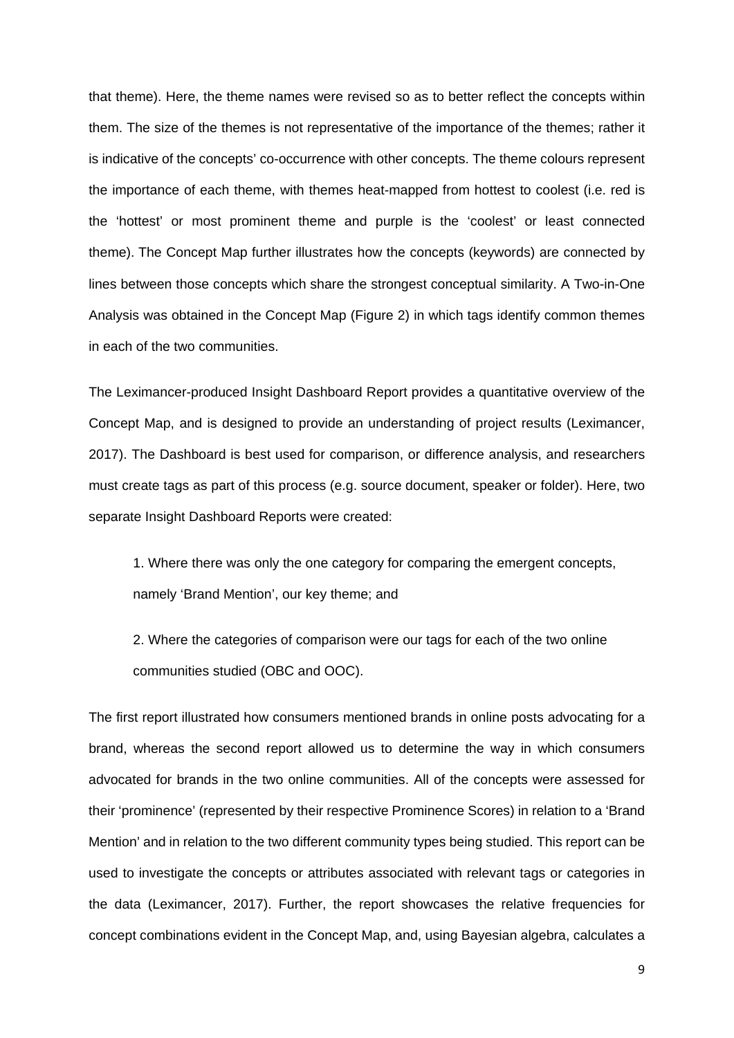that theme). Here, the theme names were revised so as to better reflect the concepts within them. The size of the themes is not representative of the importance of the themes; rather it is indicative of the concepts' co-occurrence with other concepts. The theme colours represent the importance of each theme, with themes heat-mapped from hottest to coolest (i.e. red is the 'hottest' or most prominent theme and purple is the 'coolest' or least connected theme). The Concept Map further illustrates how the concepts (keywords) are connected by lines between those concepts which share the strongest conceptual similarity. A Two-in-One Analysis was obtained in the Concept Map (Figure 2) in which tags identify common themes in each of the two communities.

The Leximancer-produced Insight Dashboard Report provides a quantitative overview of the Concept Map, and is designed to provide an understanding of project results (Leximancer, 2017). The Dashboard is best used for comparison, or difference analysis, and researchers must create tags as part of this process (e.g. source document, speaker or folder). Here, two separate Insight Dashboard Reports were created:

1. Where there was only the one category for comparing the emergent concepts, namely 'Brand Mention', our key theme; and

2. Where the categories of comparison were our tags for each of the two online communities studied (OBC and OOC).

The first report illustrated how consumers mentioned brands in online posts advocating for a brand, whereas the second report allowed us to determine the way in which consumers advocated for brands in the two online communities. All of the concepts were assessed for their 'prominence' (represented by their respective Prominence Scores) in relation to a 'Brand Mention' and in relation to the two different community types being studied. This report can be used to investigate the concepts or attributes associated with relevant tags or categories in the data (Leximancer, 2017). Further, the report showcases the relative frequencies for concept combinations evident in the Concept Map, and, using Bayesian algebra, calculates a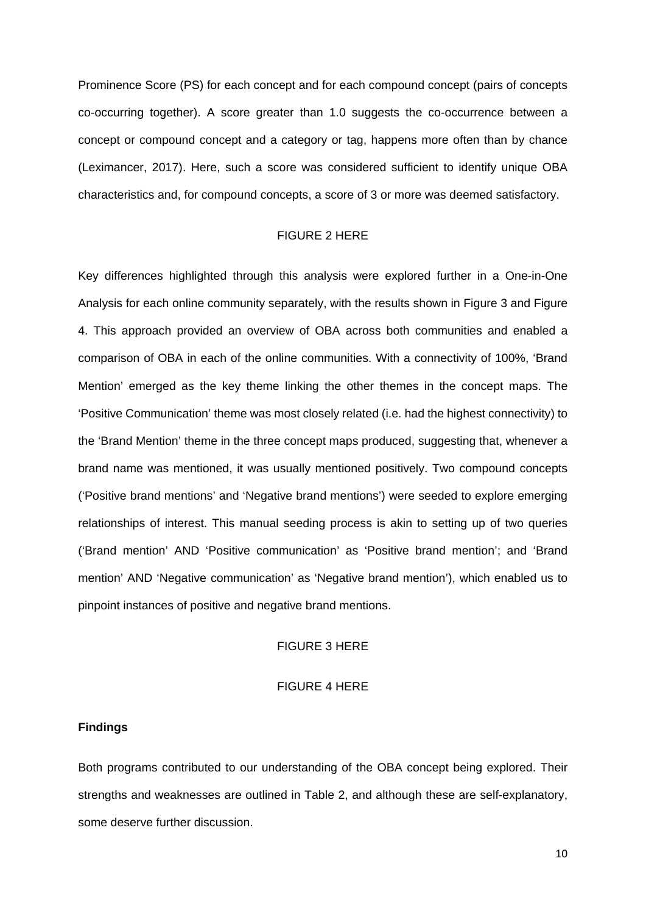Prominence Score (PS) for each concept and for each compound concept (pairs of concepts co-occurring together). A score greater than 1.0 suggests the co-occurrence between a concept or compound concept and a category or tag, happens more often than by chance (Leximancer, 2017). Here, such a score was considered sufficient to identify unique OBA characteristics and, for compound concepts, a score of 3 or more was deemed satisfactory.

FIGURE 2 HERE

Key differences highlighted through this analysis were explored further in a One-in-One Analysis for each online community separately, with the results shown in Figure 3 and Figure 4. This approach provided an overview of OBA across both communities and enabled a comparison of OBA in each of the online communities. With a connectivity of 100%, 'Brand Mention' emerged as the key theme linking the other themes in the concept maps. The 'Positive Communication' theme was most closely related (i.e. had the highest connectivity) to the 'Brand Mention' theme in the three concept maps produced, suggesting that, whenever a brand name was mentioned, it was usually mentioned positively. Two compound concepts ('Positive brand mentions' and 'Negative brand mentions') were seeded to explore emerging relationships of interest. This manual seeding process is akin to setting up of two queries ('Brand mention' AND 'Positive communication' as 'Positive brand mention'; and 'Brand mention' AND 'Negative communication' as 'Negative brand mention'), which enabled us to pinpoint instances of positive and negative brand mentions.

FIGURE 3 HERE

FIGURE 4 HERE

**Findings**

Both programs contributed to our understanding of the OBA concept being explored. Their strengths and weaknesses are outlined in Table 2, and although these are self-explanatory, some deserve further discussion.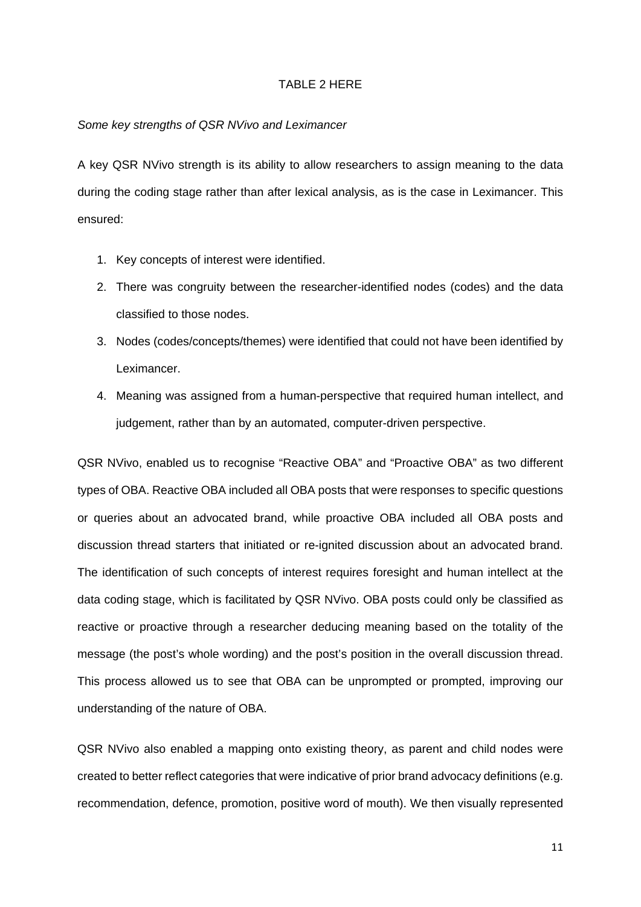TABLE 2 HERE

*Some key strengths of QSR NVivo and Leximancer*

A key QSR NVivo strength is its ability to allow researchers to assign meaning to the data during the coding stage rather than after lexical analysis, as is the case in Leximancer. This ensured:

1. Key concepts of interest were identified.
2. There was congruity between the researcher-identified nodes (codes) and the data classified to those nodes.
3. Nodes (codes/concepts/themes) were identified that could not have been identified by Leximancer.
4. Meaning was assigned from a human-perspective that required human intellect, and judgement, rather than by an automated, computer-driven perspective.

QSR NVivo, enabled us to recognise "Reactive OBA" and "Proactive OBA" as two different types of OBA. Reactive OBA included all OBA posts that were responses to specific questions or queries about an advocated brand, while proactive OBA included all OBA posts and discussion thread starters that initiated or re-ignited discussion about an advocated brand. The identification of such concepts of interest requires foresight and human intellect at the data coding stage, which is facilitated by QSR NVivo. OBA posts could only be classified as reactive or proactive through a researcher deducing meaning based on the totality of the message (the post's whole wording) and the post's position in the overall discussion thread. This process allowed us to see that OBA can be unprompted or prompted, improving our understanding of the nature of OBA.

QSR NVivo also enabled a mapping onto existing theory, as parent and child nodes were created to better reflect categories that were indicative of prior brand advocacy definitions (e.g. recommendation, defence, promotion, positive word of mouth). We then visually represented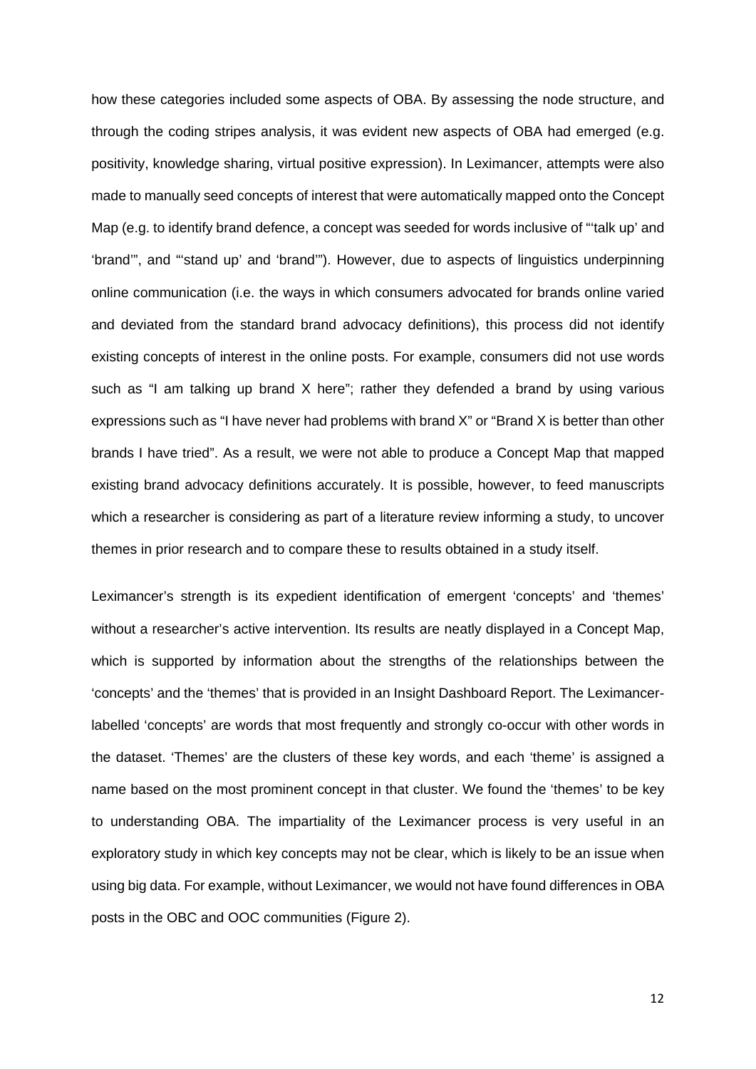how these categories included some aspects of OBA. By assessing the node structure, and through the coding stripes analysis, it was evident new aspects of OBA had emerged (e.g. positivity, knowledge sharing, virtual positive expression). In Leximancer, attempts were also made to manually seed concepts of interest that were automatically mapped onto the Concept Map (e.g. to identify brand defence, a concept was seeded for words inclusive of "'talk up' and 'brand'", and "'stand up' and 'brand'"). However, due to aspects of linguistics underpinning online communication (i.e. the ways in which consumers advocated for brands online varied and deviated from the standard brand advocacy definitions), this process did not identify existing concepts of interest in the online posts. For example, consumers did not use words such as "I am talking up brand X here"; rather they defended a brand by using various expressions such as "I have never had problems with brand X" or "Brand X is better than other brands I have tried". As a result, we were not able to produce a Concept Map that mapped existing brand advocacy definitions accurately. It is possible, however, to feed manuscripts which a researcher is considering as part of a literature review informing a study, to uncover themes in prior research and to compare these to results obtained in a study itself.

Leximancer's strength is its expedient identification of emergent 'concepts' and 'themes' without a researcher's active intervention. Its results are neatly displayed in a Concept Map, which is supported by information about the strengths of the relationships between the 'concepts' and the 'themes' that is provided in an Insight Dashboard Report. The Leximancer-labelled 'concepts' are words that most frequently and strongly co-occur with other words in the dataset. 'Themes' are the clusters of these key words, and each 'theme' is assigned a name based on the most prominent concept in that cluster. We found the 'themes' to be key to understanding OBA. The impartiality of the Leximancer process is very useful in an exploratory study in which key concepts may not be clear, which is likely to be an issue when using big data. For example, without Leximancer, we would not have found differences in OBA posts in the OBC and OOC communities (Figure 2).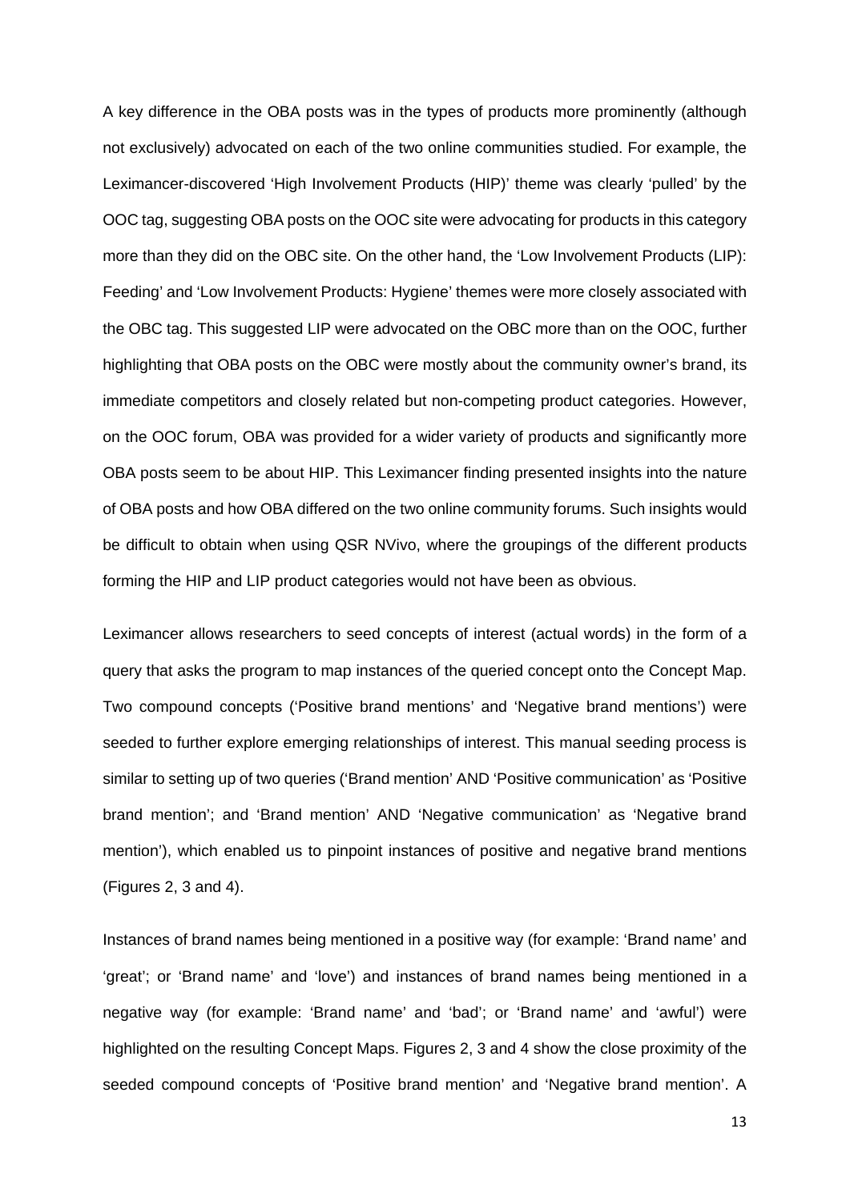A key difference in the OBA posts was in the types of products more prominently (although not exclusively) advocated on each of the two online communities studied. For example, the Leximancer-discovered 'High Involvement Products (HIP)' theme was clearly 'pulled' by the OOC tag, suggesting OBA posts on the OOC site were advocating for products in this category more than they did on the OBC site. On the other hand, the 'Low Involvement Products (LIP): Feeding' and 'Low Involvement Products: Hygiene' themes were more closely associated with the OBC tag. This suggested LIP were advocated on the OBC more than on the OOC, further highlighting that OBA posts on the OBC were mostly about the community owner's brand, its immediate competitors and closely related but non-competing product categories. However, on the OOC forum, OBA was provided for a wider variety of products and significantly more OBA posts seem to be about HIP. This Leximancer finding presented insights into the nature of OBA posts and how OBA differed on the two online community forums. Such insights would be difficult to obtain when using QSR NVivo, where the groupings of the different products forming the HIP and LIP product categories would not have been as obvious.

Leximancer allows researchers to seed concepts of interest (actual words) in the form of a query that asks the program to map instances of the queried concept onto the Concept Map. Two compound concepts ('Positive brand mentions' and 'Negative brand mentions') were seeded to further explore emerging relationships of interest. This manual seeding process is similar to setting up of two queries ('Brand mention' AND 'Positive communication' as 'Positive brand mention'; and 'Brand mention' AND 'Negative communication' as 'Negative brand mention'), which enabled us to pinpoint instances of positive and negative brand mentions (Figures 2, 3 and 4).

Instances of brand names being mentioned in a positive way (for example: 'Brand name' and 'great'; or 'Brand name' and 'love') and instances of brand names being mentioned in a negative way (for example: 'Brand name' and 'bad'; or 'Brand name' and 'awful') were highlighted on the resulting Concept Maps. Figures 2, 3 and 4 show the close proximity of the seeded compound concepts of 'Positive brand mention' and 'Negative brand mention'. A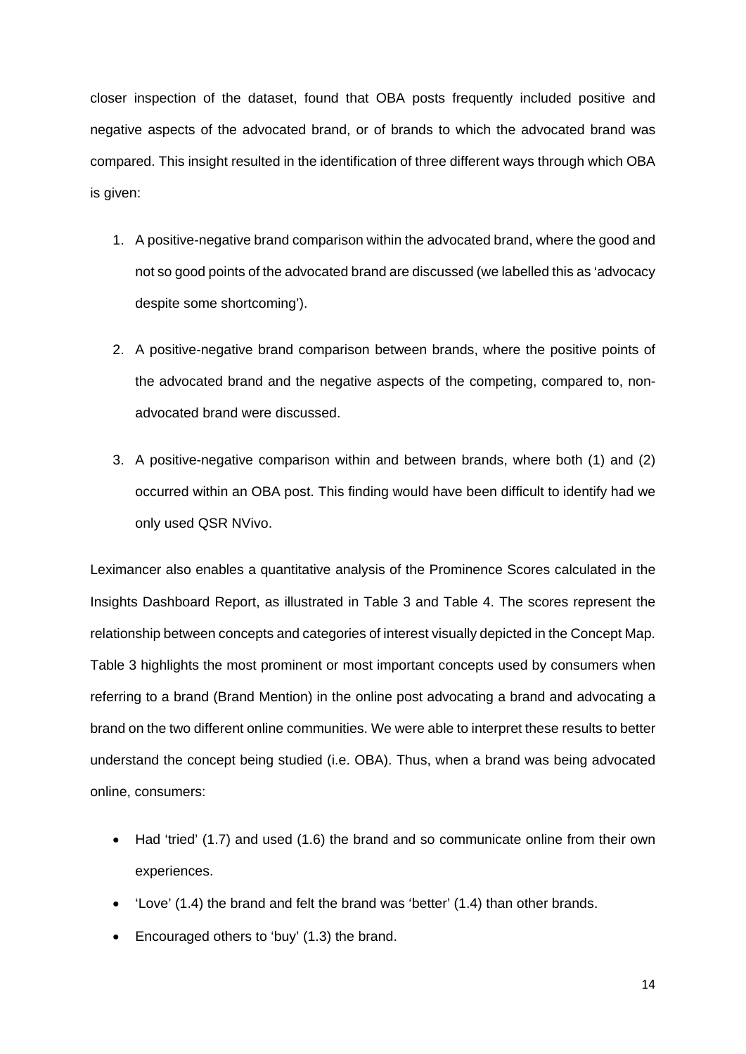closer inspection of the dataset, found that OBA posts frequently included positive and negative aspects of the advocated brand, or of brands to which the advocated brand was compared. This insight resulted in the identification of three different ways through which OBA is given:

1. A positive-negative brand comparison within the advocated brand, where the good and not so good points of the advocated brand are discussed (we labelled this as 'advocacy despite some shortcoming').

2. A positive-negative brand comparison between brands, where the positive points of the advocated brand and the negative aspects of the competing, compared to, non-advocated brand were discussed.

3. A positive-negative comparison within and between brands, where both (1) and (2) occurred within an OBA post. This finding would have been difficult to identify had we only used QSR NVivo.

Leximancer also enables a quantitative analysis of the Prominence Scores calculated in the Insights Dashboard Report, as illustrated in Table 3 and Table 4. The scores represent the relationship between concepts and categories of interest visually depicted in the Concept Map. Table 3 highlights the most prominent or most important concepts used by consumers when referring to a brand (Brand Mention) in the online post advocating a brand and advocating a brand on the two different online communities. We were able to interpret these results to better understand the concept being studied (i.e. OBA). Thus, when a brand was being advocated online, consumers:

- Had 'tried' (1.7) and used (1.6) the brand and so communicate online from their own experiences.
- 'Love' (1.4) the brand and felt the brand was 'better' (1.4) than other brands.
- Encouraged others to 'buy' (1.3) the brand.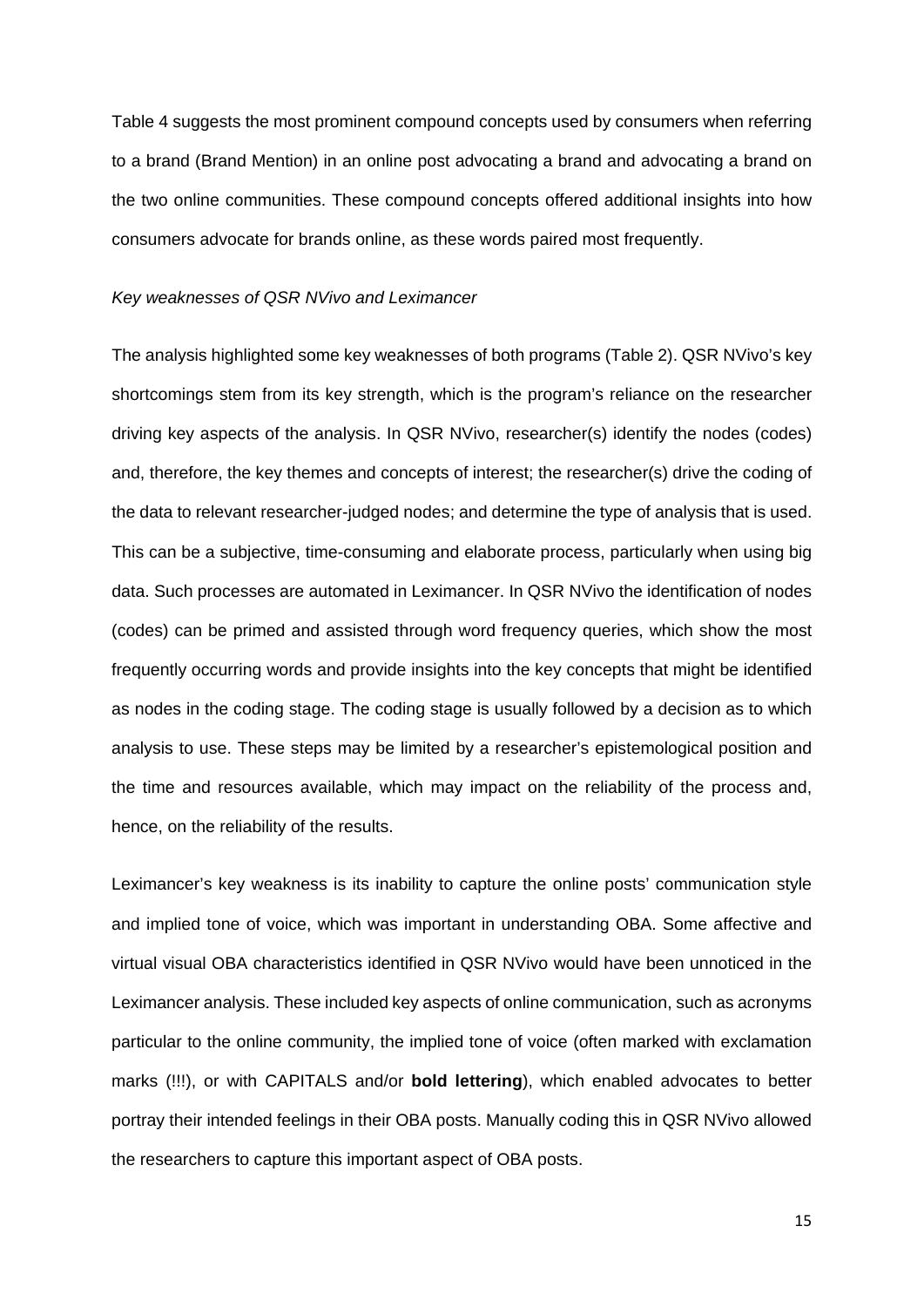Table 4 suggests the most prominent compound concepts used by consumers when referring to a brand (Brand Mention) in an online post advocating a brand and advocating a brand on the two online communities. These compound concepts offered additional insights into how consumers advocate for brands online, as these words paired most frequently.

*Key weaknesses of QSR NVivo and Leximancer*

The analysis highlighted some key weaknesses of both programs (Table 2). QSR NVivo's key shortcomings stem from its key strength, which is the program's reliance on the researcher driving key aspects of the analysis. In QSR NVivo, researcher(s) identify the nodes (codes) and, therefore, the key themes and concepts of interest; the researcher(s) drive the coding of the data to relevant researcher-judged nodes; and determine the type of analysis that is used. This can be a subjective, time-consuming and elaborate process, particularly when using big data. Such processes are automated in Leximancer. In QSR NVivo the identification of nodes (codes) can be primed and assisted through word frequency queries, which show the most frequently occurring words and provide insights into the key concepts that might be identified as nodes in the coding stage. The coding stage is usually followed by a decision as to which analysis to use. These steps may be limited by a researcher's epistemological position and the time and resources available, which may impact on the reliability of the process and, hence, on the reliability of the results.

Leximancer's key weakness is its inability to capture the online posts' communication style and implied tone of voice, which was important in understanding OBA. Some affective and virtual visual OBA characteristics identified in QSR NVivo would have been unnoticed in the Leximancer analysis. These included key aspects of online communication, such as acronyms particular to the online community, the implied tone of voice (often marked with exclamation marks (!!!), or with CAPITALS and/or **bold lettering**), which enabled advocates to better portray their intended feelings in their OBA posts. Manually coding this in QSR NVivo allowed the researchers to capture this important aspect of OBA posts.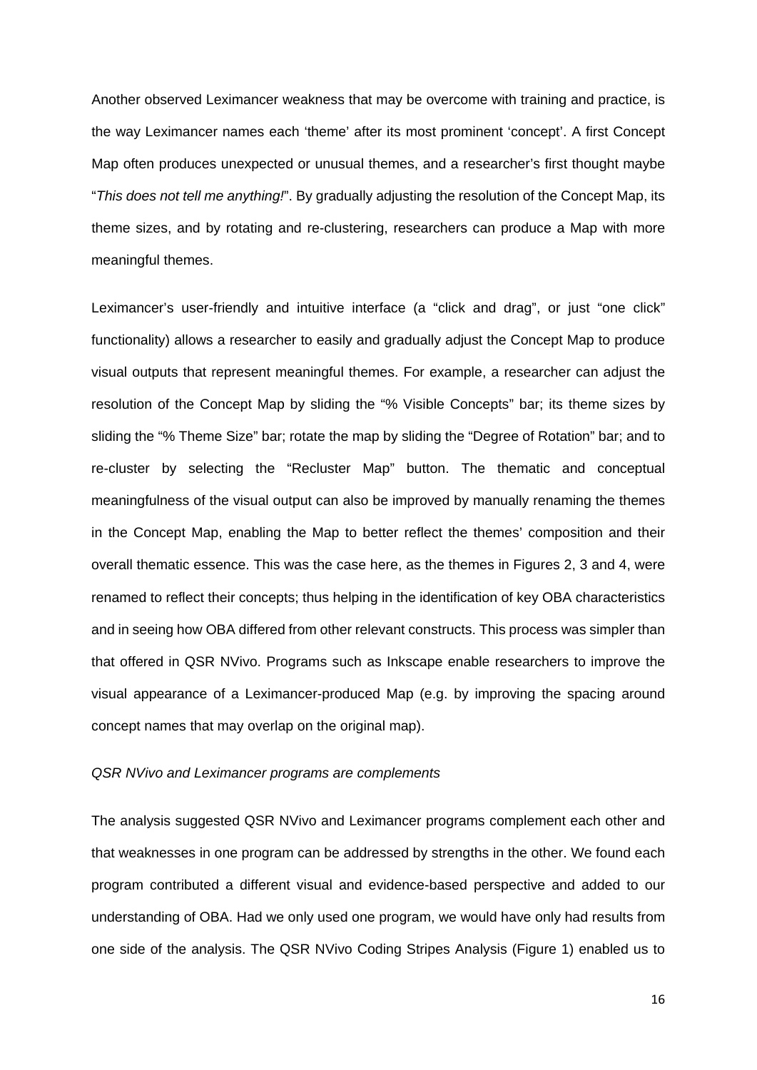Another observed Leximancer weakness that may be overcome with training and practice, is the way Leximancer names each 'theme' after its most prominent 'concept'. A first Concept Map often produces unexpected or unusual themes, and a researcher's first thought maybe "*This does not tell me anything!*". By gradually adjusting the resolution of the Concept Map, its theme sizes, and by rotating and re-clustering, researchers can produce a Map with more meaningful themes.

Leximancer's user-friendly and intuitive interface (a "click and drag", or just "one click" functionality) allows a researcher to easily and gradually adjust the Concept Map to produce visual outputs that represent meaningful themes. For example, a researcher can adjust the resolution of the Concept Map by sliding the "% Visible Concepts" bar; its theme sizes by sliding the "% Theme Size" bar; rotate the map by sliding the "Degree of Rotation" bar; and to re-cluster by selecting the "Recluster Map" button. The thematic and conceptual meaningfulness of the visual output can also be improved by manually renaming the themes in the Concept Map, enabling the Map to better reflect the themes' composition and their overall thematic essence. This was the case here, as the themes in Figures 2, 3 and 4, were renamed to reflect their concepts; thus helping in the identification of key OBA characteristics and in seeing how OBA differed from other relevant constructs. This process was simpler than that offered in QSR NVivo. Programs such as Inkscape enable researchers to improve the visual appearance of a Leximancer-produced Map (e.g. by improving the spacing around concept names that may overlap on the original map).

*QSR NVivo and Leximancer programs are complements*

The analysis suggested QSR NVivo and Leximancer programs complement each other and that weaknesses in one program can be addressed by strengths in the other. We found each program contributed a different visual and evidence-based perspective and added to our understanding of OBA. Had we only used one program, we would have only had results from one side of the analysis. The QSR NVivo Coding Stripes Analysis (Figure 1) enabled us to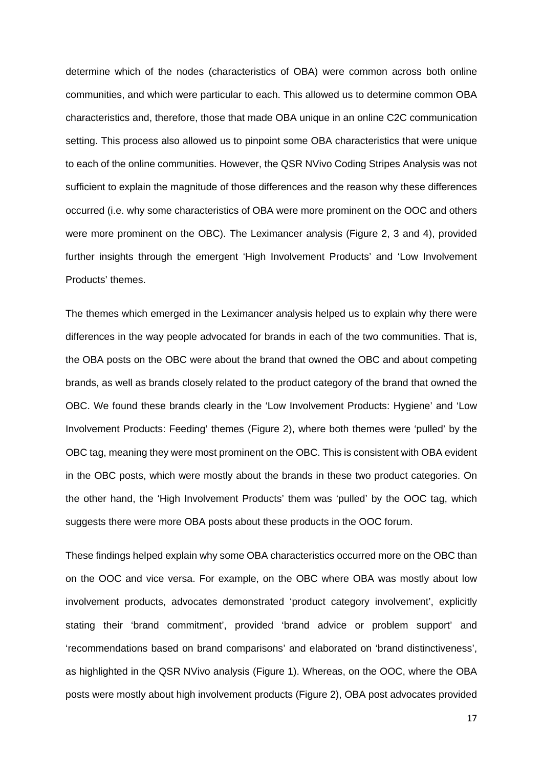determine which of the nodes (characteristics of OBA) were common across both online communities, and which were particular to each. This allowed us to determine common OBA characteristics and, therefore, those that made OBA unique in an online C2C communication setting. This process also allowed us to pinpoint some OBA characteristics that were unique to each of the online communities. However, the QSR NVivo Coding Stripes Analysis was not sufficient to explain the magnitude of those differences and the reason why these differences occurred (i.e. why some characteristics of OBA were more prominent on the OOC and others were more prominent on the OBC). The Leximancer analysis (Figure 2, 3 and 4), provided further insights through the emergent 'High Involvement Products' and 'Low Involvement Products' themes.

The themes which emerged in the Leximancer analysis helped us to explain why there were differences in the way people advocated for brands in each of the two communities. That is, the OBA posts on the OBC were about the brand that owned the OBC and about competing brands, as well as brands closely related to the product category of the brand that owned the OBC. We found these brands clearly in the 'Low Involvement Products: Hygiene' and 'Low Involvement Products: Feeding' themes (Figure 2), where both themes were 'pulled' by the OBC tag, meaning they were most prominent on the OBC. This is consistent with OBA evident in the OBC posts, which were mostly about the brands in these two product categories. On the other hand, the 'High Involvement Products' them was 'pulled' by the OOC tag, which suggests there were more OBA posts about these products in the OOC forum.

These findings helped explain why some OBA characteristics occurred more on the OBC than on the OOC and vice versa. For example, on the OBC where OBA was mostly about low involvement products, advocates demonstrated 'product category involvement', explicitly stating their 'brand commitment', provided 'brand advice or problem support' and 'recommendations based on brand comparisons' and elaborated on 'brand distinctiveness', as highlighted in the QSR NVivo analysis (Figure 1). Whereas, on the OOC, where the OBA posts were mostly about high involvement products (Figure 2), OBA post advocates provided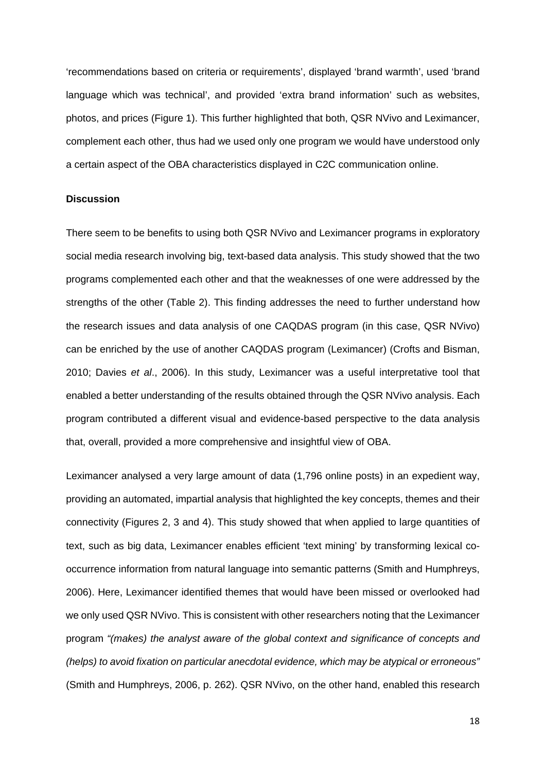'recommendations based on criteria or requirements', displayed 'brand warmth', used 'brand language which was technical', and provided 'extra brand information' such as websites, photos, and prices (Figure 1). This further highlighted that both, QSR NVivo and Leximancer, complement each other, thus had we used only one program we would have understood only a certain aspect of the OBA characteristics displayed in C2C communication online.

## Discussion

There seem to be benefits to using both QSR NVivo and Leximancer programs in exploratory social media research involving big, text-based data analysis. This study showed that the two programs complemented each other and that the weaknesses of one were addressed by the strengths of the other (Table 2). This finding addresses the need to further understand how the research issues and data analysis of one CAQDAS program (in this case, QSR NVivo) can be enriched by the use of another CAQDAS program (Leximancer) (Crofts and Bisman, 2010; Davies *et al*., 2006). In this study, Leximancer was a useful interpretative tool that enabled a better understanding of the results obtained through the QSR NVivo analysis. Each program contributed a different visual and evidence-based perspective to the data analysis that, overall, provided a more comprehensive and insightful view of OBA.

Leximancer analysed a very large amount of data (1,796 online posts) in an expedient way, providing an automated, impartial analysis that highlighted the key concepts, themes and their connectivity (Figures 2, 3 and 4). This study showed that when applied to large quantities of text, such as big data, Leximancer enables efficient 'text mining' by transforming lexical co-occurrence information from natural language into semantic patterns (Smith and Humphreys, 2006). Here, Leximancer identified themes that would have been missed or overlooked had we only used QSR NVivo. This is consistent with other researchers noting that the Leximancer program *"(makes) the analyst aware of the global context and significance of concepts and (helps) to avoid fixation on particular anecdotal evidence, which may be atypical or erroneous"* (Smith and Humphreys, 2006, p. 262). QSR NVivo, on the other hand, enabled this research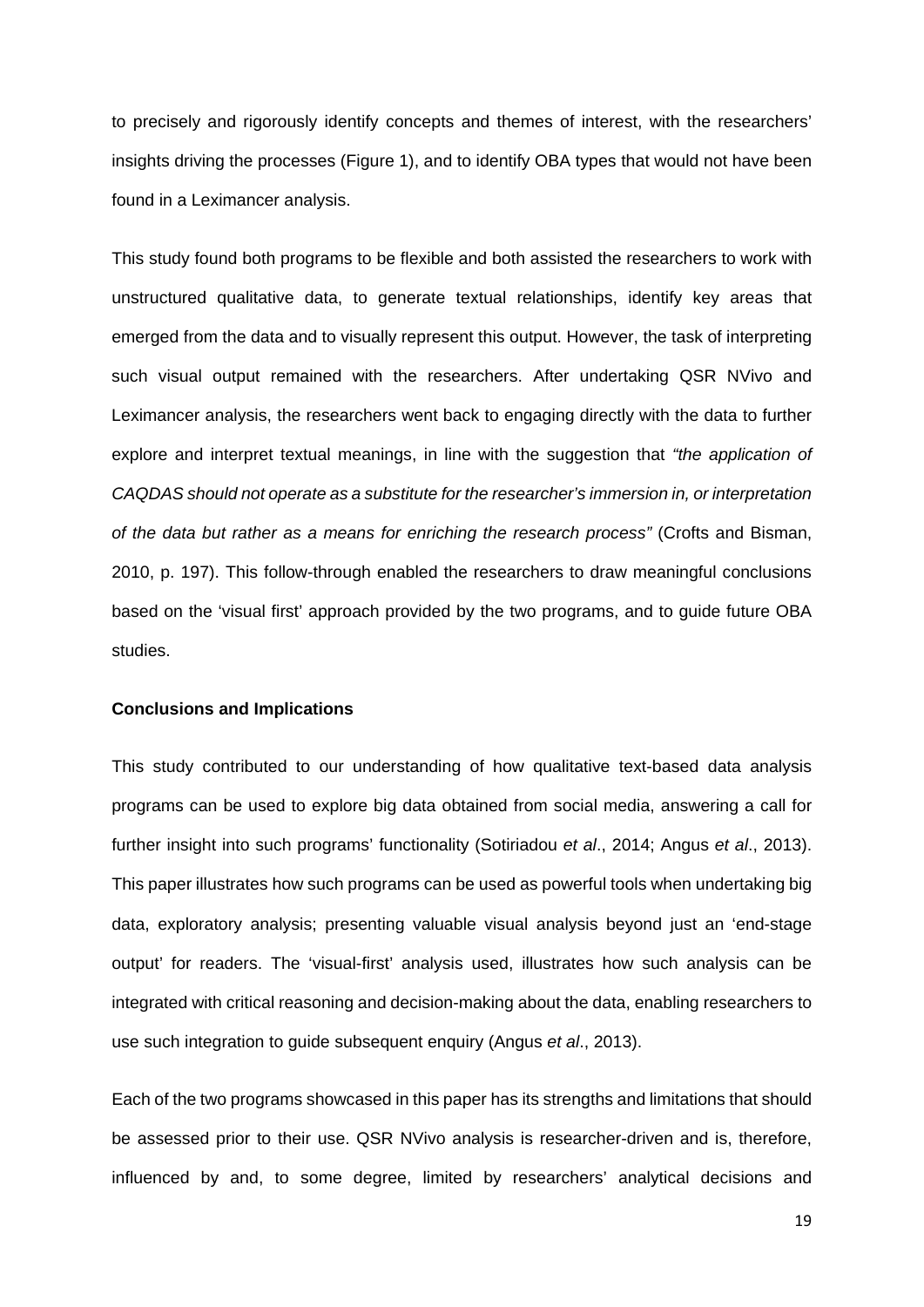to precisely and rigorously identify concepts and themes of interest, with the researchers' insights driving the processes (Figure 1), and to identify OBA types that would not have been found in a Leximancer analysis.

This study found both programs to be flexible and both assisted the researchers to work with unstructured qualitative data, to generate textual relationships, identify key areas that emerged from the data and to visually represent this output. However, the task of interpreting such visual output remained with the researchers. After undertaking QSR NVivo and Leximancer analysis, the researchers went back to engaging directly with the data to further explore and interpret textual meanings, in line with the suggestion that *"the application of CAQDAS should not operate as a substitute for the researcher's immersion in, or interpretation of the data but rather as a means for enriching the research process"* (Crofts and Bisman, 2010, p. 197). This follow-through enabled the researchers to draw meaningful conclusions based on the 'visual first' approach provided by the two programs, and to guide future OBA studies.

**Conclusions and Implications**

This study contributed to our understanding of how qualitative text-based data analysis programs can be used to explore big data obtained from social media, answering a call for further insight into such programs' functionality (Sotiriadou *et al*., 2014; Angus *et al*., 2013). This paper illustrates how such programs can be used as powerful tools when undertaking big data, exploratory analysis; presenting valuable visual analysis beyond just an 'end-stage output' for readers. The 'visual-first' analysis used, illustrates how such analysis can be integrated with critical reasoning and decision-making about the data, enabling researchers to use such integration to guide subsequent enquiry (Angus *et al*., 2013).

Each of the two programs showcased in this paper has its strengths and limitations that should be assessed prior to their use. QSR NVivo analysis is researcher-driven and is, therefore, influenced by and, to some degree, limited by researchers' analytical decisions and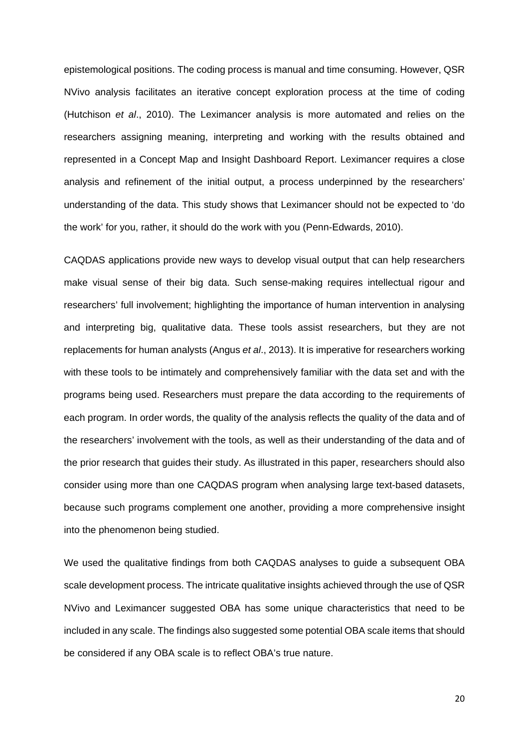epistemological positions. The coding process is manual and time consuming. However, QSR NVivo analysis facilitates an iterative concept exploration process at the time of coding (Hutchison *et al*., 2010). The Leximancer analysis is more automated and relies on the researchers assigning meaning, interpreting and working with the results obtained and represented in a Concept Map and Insight Dashboard Report. Leximancer requires a close analysis and refinement of the initial output, a process underpinned by the researchers' understanding of the data. This study shows that Leximancer should not be expected to 'do the work' for you, rather, it should do the work with you (Penn-Edwards, 2010).

CAQDAS applications provide new ways to develop visual output that can help researchers make visual sense of their big data. Such sense-making requires intellectual rigour and researchers' full involvement; highlighting the importance of human intervention in analysing and interpreting big, qualitative data. These tools assist researchers, but they are not replacements for human analysts (Angus *et al*., 2013). It is imperative for researchers working with these tools to be intimately and comprehensively familiar with the data set and with the programs being used. Researchers must prepare the data according to the requirements of each program. In order words, the quality of the analysis reflects the quality of the data and of the researchers' involvement with the tools, as well as their understanding of the data and of the prior research that guides their study. As illustrated in this paper, researchers should also consider using more than one CAQDAS program when analysing large text-based datasets, because such programs complement one another, providing a more comprehensive insight into the phenomenon being studied.

We used the qualitative findings from both CAQDAS analyses to guide a subsequent OBA scale development process. The intricate qualitative insights achieved through the use of QSR NVivo and Leximancer suggested OBA has some unique characteristics that need to be included in any scale. The findings also suggested some potential OBA scale items that should be considered if any OBA scale is to reflect OBA's true nature.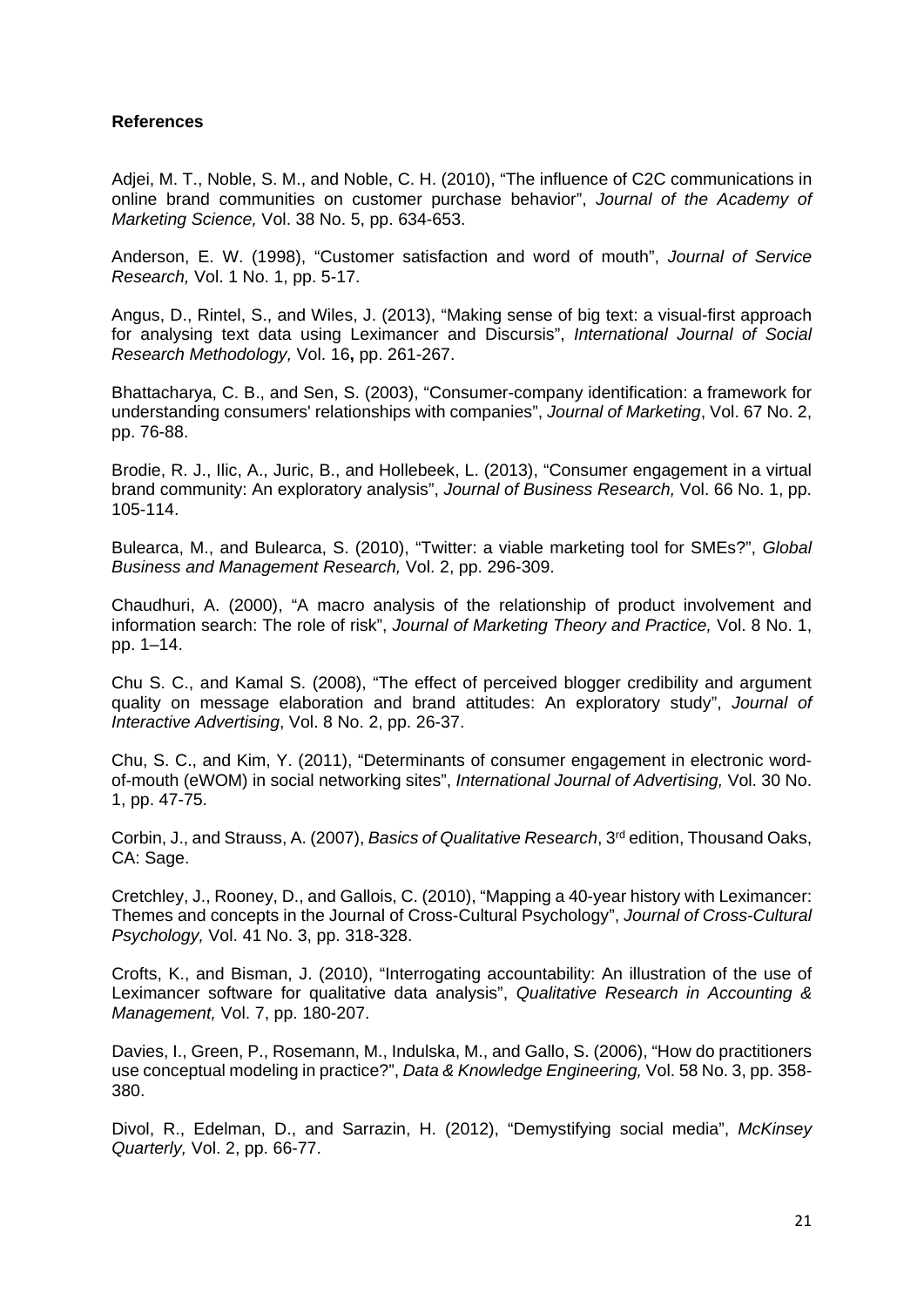**References**

Adjei, M. T., Noble, S. M., and Noble, C. H. (2010), "The influence of C2C communications in online brand communities on customer purchase behavior", *Journal of the Academy of Marketing Science,* Vol. 38 No. 5, pp. 634-653.

Anderson, E. W. (1998), "Customer satisfaction and word of mouth", *Journal of Service Research,* Vol. 1 No. 1, pp. 5-17.

Angus, D., Rintel, S., and Wiles, J. (2013), "Making sense of big text: a visual-first approach for analysing text data using Leximancer and Discursis", *International Journal of Social Research Methodology,* Vol. 16**,** pp. 261-267.

Bhattacharya, C. B., and Sen, S. (2003), "Consumer-company identification: a framework for understanding consumers' relationships with companies", *Journal of Marketing*, Vol. 67 No. 2, pp. 76-88.

Brodie, R. J., Ilic, A., Juric, B., and Hollebeek, L. (2013), "Consumer engagement in a virtual brand community: An exploratory analysis", *Journal of Business Research,* Vol. 66 No. 1, pp. 105-114.

Bulearca, M., and Bulearca, S. (2010), "Twitter: a viable marketing tool for SMEs?", *Global Business and Management Research,* Vol. 2, pp. 296-309.

Chaudhuri, A. (2000), "A macro analysis of the relationship of product involvement and information search: The role of risk", *Journal of Marketing Theory and Practice,* Vol. 8 No. 1, pp. 1–14.

Chu S. C., and Kamal S. (2008), "The effect of perceived blogger credibility and argument quality on message elaboration and brand attitudes: An exploratory study", *Journal of Interactive Advertising*, Vol. 8 No. 2, pp. 26-37.

Chu, S. C., and Kim, Y. (2011), "Determinants of consumer engagement in electronic word-of-mouth (eWOM) in social networking sites", *International Journal of Advertising,* Vol. 30 No. 1, pp. 47-75.

Corbin, J., and Strauss, A. (2007), *Basics of Qualitative Research*, 3rd edition, Thousand Oaks, CA: Sage.

Cretchley, J., Rooney, D., and Gallois, C. (2010), "Mapping a 40-year history with Leximancer: Themes and concepts in the Journal of Cross-Cultural Psychology", *Journal of Cross-Cultural Psychology,* Vol. 41 No. 3, pp. 318-328.

Crofts, K., and Bisman, J. (2010), "Interrogating accountability: An illustration of the use of Leximancer software for qualitative data analysis", *Qualitative Research in Accounting & Management,* Vol. 7, pp. 180-207.

Davies, I., Green, P., Rosemann, M., Indulska, M., and Gallo, S. (2006), "How do practitioners use conceptual modeling in practice?", *Data & Knowledge Engineering,* Vol. 58 No. 3, pp. 358-380.

Divol, R., Edelman, D., and Sarrazin, H. (2012), "Demystifying social media", *McKinsey Quarterly,* Vol. 2, pp. 66-77.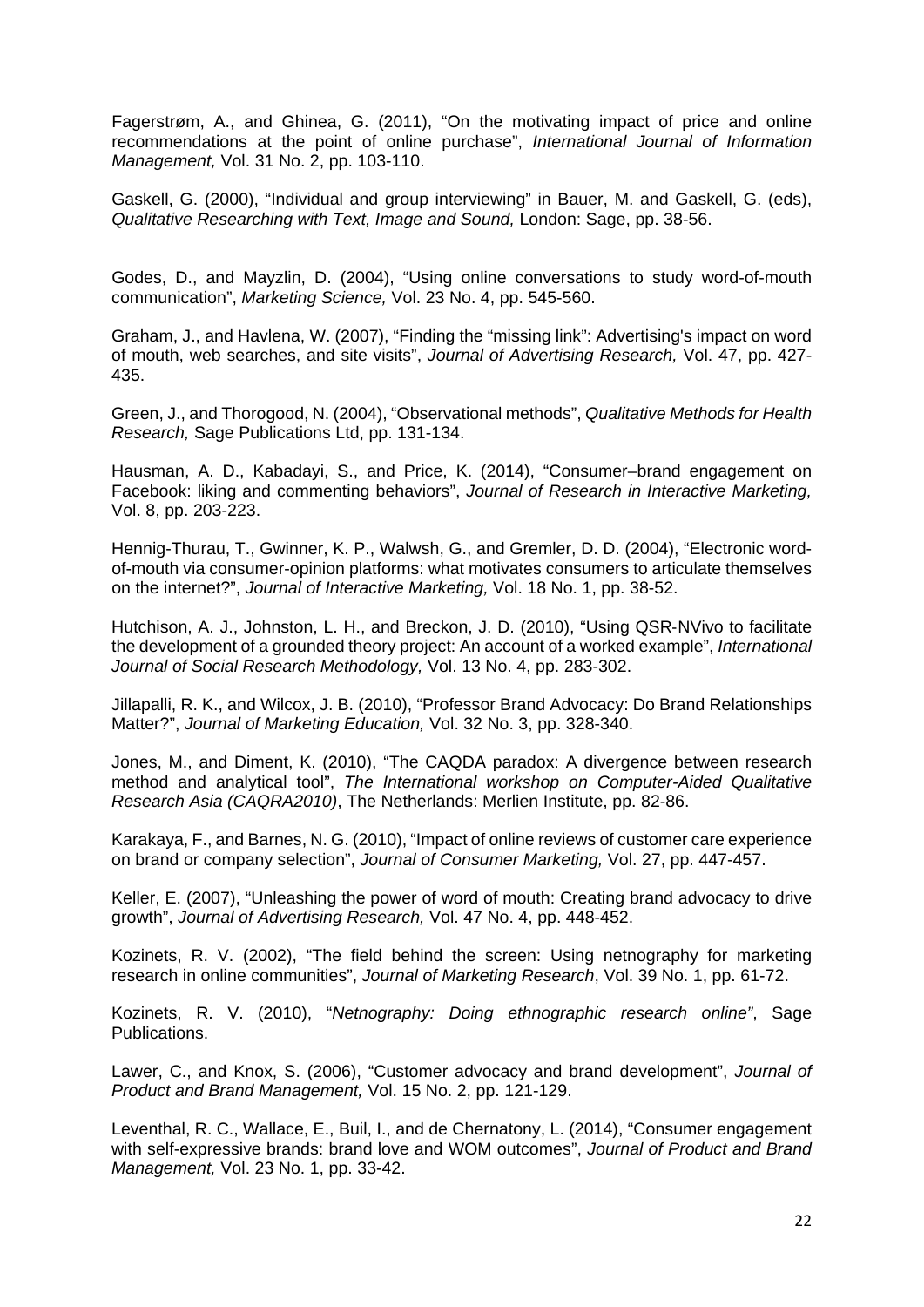Fagerstrøm, A., and Ghinea, G. (2011), “On the motivating impact of price and online recommendations at the point of online purchase”, *International Journal of Information Management,* Vol. 31 No. 2, pp. 103-110.

Gaskell, G. (2000), “Individual and group interviewing” in Bauer, M. and Gaskell, G. (eds), *Qualitative Researching with Text, Image and Sound,* London: Sage, pp. 38-56.

Godes, D., and Mayzlin, D. (2004), “Using online conversations to study word-of-mouth communication”, *Marketing Science,* Vol. 23 No. 4, pp. 545-560.

Graham, J., and Havlena, W. (2007), “Finding the “missing link”: Advertising's impact on word of mouth, web searches, and site visits”, *Journal of Advertising Research,* Vol. 47, pp. 427-435.

Green, J., and Thorogood, N. (2004), “Observational methods”, *Qualitative Methods for Health Research,* Sage Publications Ltd, pp. 131-134.

Hausman, A. D., Kabadayi, S., and Price, K. (2014), “Consumer–brand engagement on Facebook: liking and commenting behaviors”, *Journal of Research in Interactive Marketing,* Vol. 8, pp. 203-223.

Hennig-Thurau, T., Gwinner, K. P., Walwsh, G., and Gremler, D. D. (2004), “Electronic word-of-mouth via consumer-opinion platforms: what motivates consumers to articulate themselves on the internet?”, *Journal of Interactive Marketing,* Vol. 18 No. 1, pp. 38-52.

Hutchison, A. J., Johnston, L. H., and Breckon, J. D. (2010), “Using QSR-NVivo to facilitate the development of a grounded theory project: An account of a worked example”, *International Journal of Social Research Methodology,* Vol. 13 No. 4, pp. 283-302.

Jillapalli, R. K., and Wilcox, J. B. (2010), “Professor Brand Advocacy: Do Brand Relationships Matter?”, *Journal of Marketing Education,* Vol. 32 No. 3, pp. 328-340.

Jones, M., and Diment, K. (2010), “The CAQDA paradox: A divergence between research method and analytical tool”, *The International workshop on Computer-Aided Qualitative Research Asia (CAQRA2010)*, The Netherlands: Merlien Institute, pp. 82-86.

Karakaya, F., and Barnes, N. G. (2010), “Impact of online reviews of customer care experience on brand or company selection”, *Journal of Consumer Marketing,* Vol. 27, pp. 447-457.

Keller, E. (2007), “Unleashing the power of word of mouth: Creating brand advocacy to drive growth”, *Journal of Advertising Research,* Vol. 47 No. 4, pp. 448-452.

Kozinets, R. V. (2002), “The field behind the screen: Using netnography for marketing research in online communities”, *Journal of Marketing Research*, Vol. 39 No. 1, pp. 61-72.

Kozinets, R. V. (2010), “*Netnography: Doing ethnographic research online”*, Sage Publications.

Lawer, C., and Knox, S. (2006), “Customer advocacy and brand development”, *Journal of Product and Brand Management,* Vol. 15 No. 2, pp. 121-129.

Leventhal, R. C., Wallace, E., Buil, I., and de Chernatony, L. (2014), “Consumer engagement with self-expressive brands: brand love and WOM outcomes”, *Journal of Product and Brand Management,* Vol. 23 No. 1, pp. 33-42.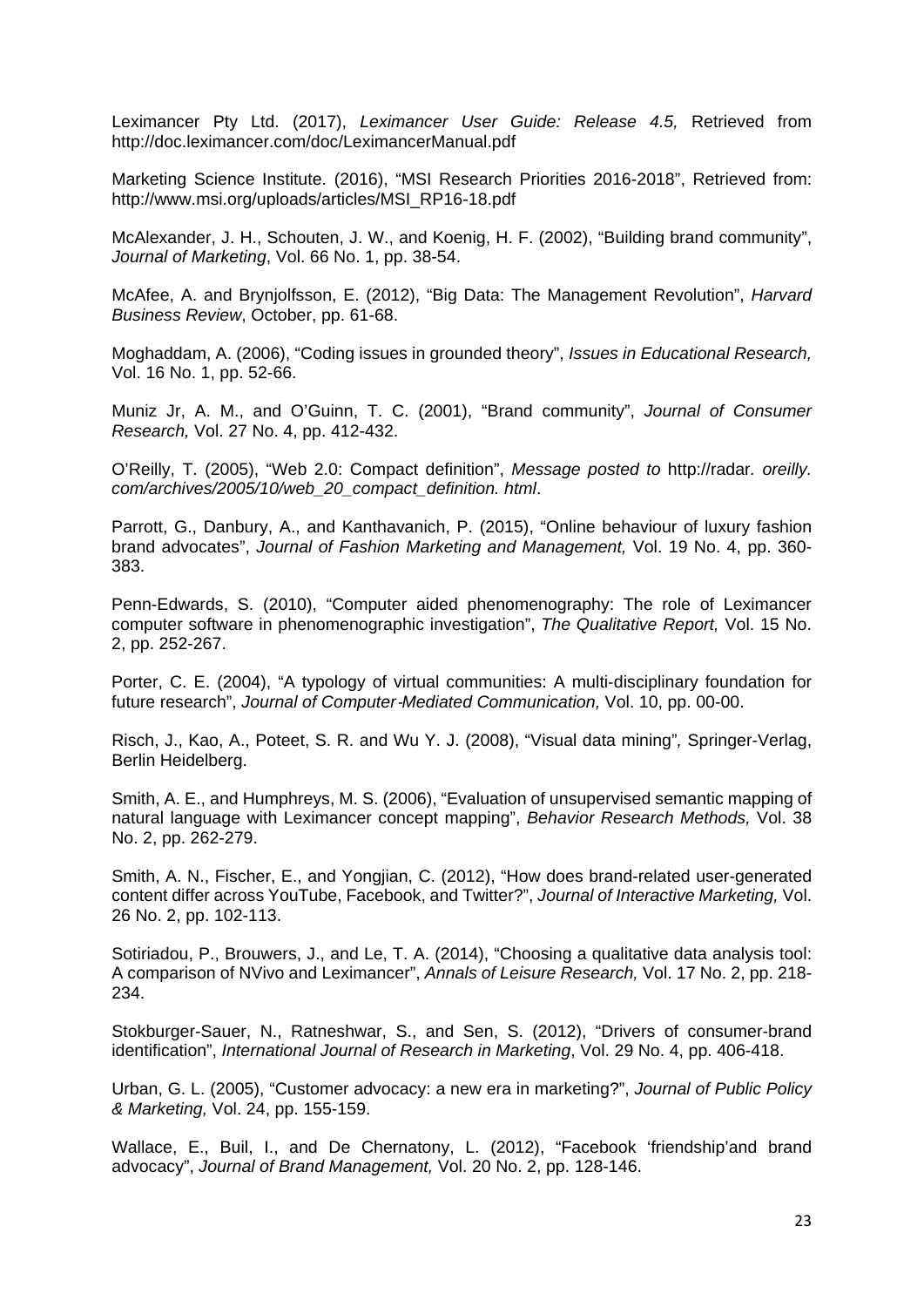Leximancer Pty Ltd. (2017), *Leximancer User Guide: Release 4.5,* Retrieved from http://doc.leximancer.com/doc/LeximancerManual.pdf

Marketing Science Institute. (2016), "MSI Research Priorities 2016-2018", Retrieved from: http://www.msi.org/uploads/articles/MSI_RP16-18.pdf

McAlexander, J. H., Schouten, J. W., and Koenig, H. F. (2002), "Building brand community", *Journal of Marketing*, Vol. 66 No. 1, pp. 38-54.

McAfee, A. and Brynjolfsson, E. (2012), "Big Data: The Management Revolution", *Harvard Business Review*, October, pp. 61-68.

Moghaddam, A. (2006), "Coding issues in grounded theory", *Issues in Educational Research,* Vol. 16 No. 1, pp. 52-66.

Muniz Jr, A. M., and O'Guinn, T. C. (2001), "Brand community", *Journal of Consumer Research,* Vol. 27 No. 4, pp. 412-432.

O'Reilly, T. (2005), "Web 2.0: Compact definition", *Message posted to* http://radar*. oreilly. com/archives/2005/10/web_20_compact_definition. html*.

Parrott, G., Danbury, A., and Kanthavanich, P. (2015), "Online behaviour of luxury fashion brand advocates", *Journal of Fashion Marketing and Management,* Vol. 19 No. 4, pp. 360-383.

Penn-Edwards, S. (2010), "Computer aided phenomenography: The role of Leximancer computer software in phenomenographic investigation", *The Qualitative Report,* Vol. 15 No. 2, pp. 252-267.

Porter, C. E. (2004), "A typology of virtual communities: A multi-disciplinary foundation for future research", *Journal of Computer‐Mediated Communication,* Vol. 10, pp. 00-00.

Risch, J., Kao, A., Poteet, S. R. and Wu Y. J. (2008), "Visual data mining"*,* Springer-Verlag, Berlin Heidelberg.

Smith, A. E., and Humphreys, M. S. (2006), "Evaluation of unsupervised semantic mapping of natural language with Leximancer concept mapping", *Behavior Research Methods,* Vol. 38 No. 2, pp. 262-279.

Smith, A. N., Fischer, E., and Yongjian, C. (2012), "How does brand-related user-generated content differ across YouTube, Facebook, and Twitter?", *Journal of Interactive Marketing,* Vol. 26 No. 2, pp. 102-113.

Sotiriadou, P., Brouwers, J., and Le, T. A. (2014), "Choosing a qualitative data analysis tool: A comparison of NVivo and Leximancer", *Annals of Leisure Research,* Vol. 17 No. 2, pp. 218-234.

Stokburger-Sauer, N., Ratneshwar, S., and Sen, S. (2012), "Drivers of consumer-brand identification", *International Journal of Research in Marketing*, Vol. 29 No. 4, pp. 406-418.

Urban, G. L. (2005), "Customer advocacy: a new era in marketing?", *Journal of Public Policy & Marketing,* Vol. 24, pp. 155-159.

Wallace, E., Buil, I., and De Chernatony, L. (2012), "Facebook 'friendship'and brand advocacy", *Journal of Brand Management,* Vol. 20 No. 2, pp. 128-146.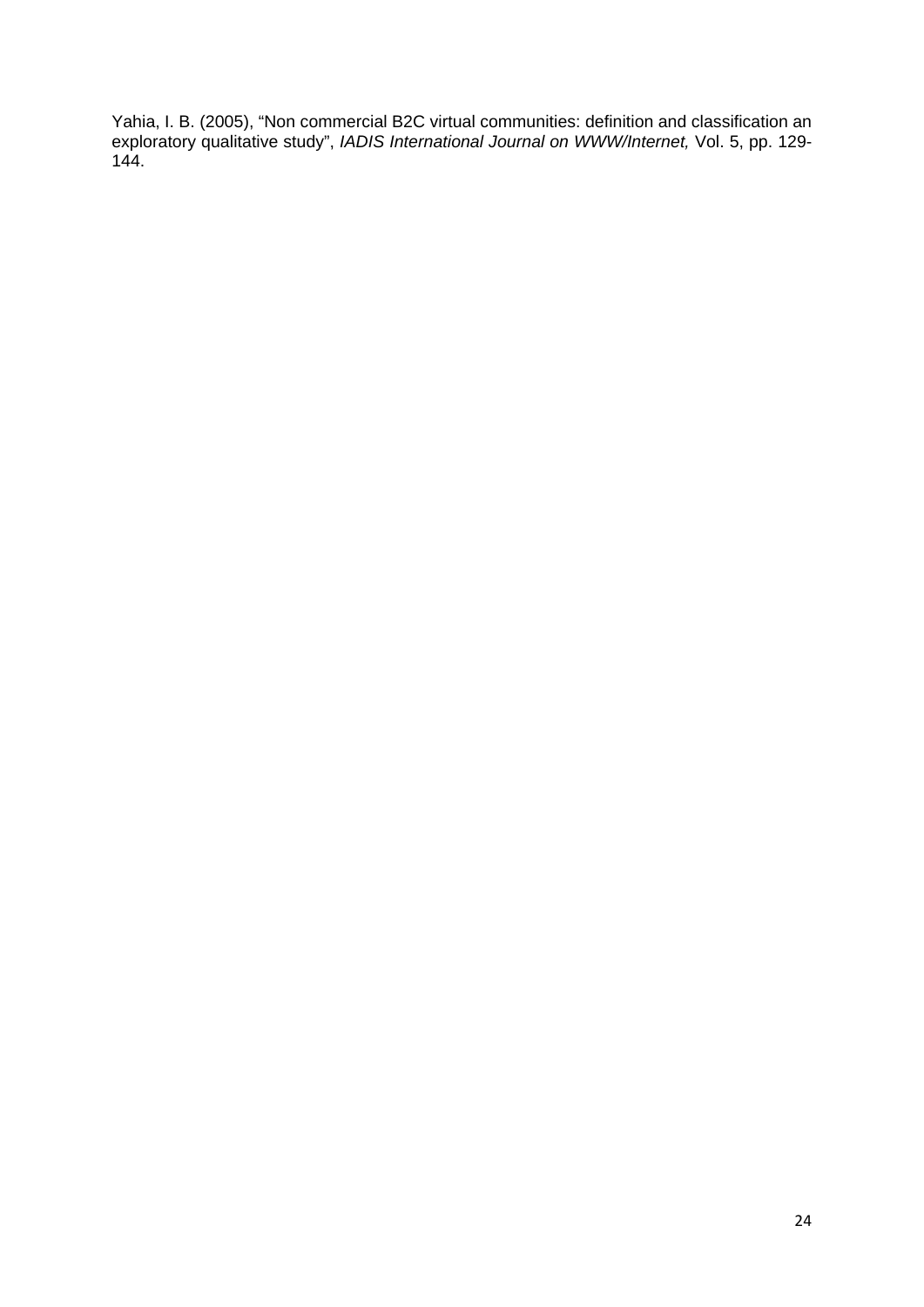Yahia, I. B. (2005), "Non commercial B2C virtual communities: definition and classification an exploratory qualitative study", *IADIS International Journal on WWW/Internet,* Vol. 5, pp. 129-144.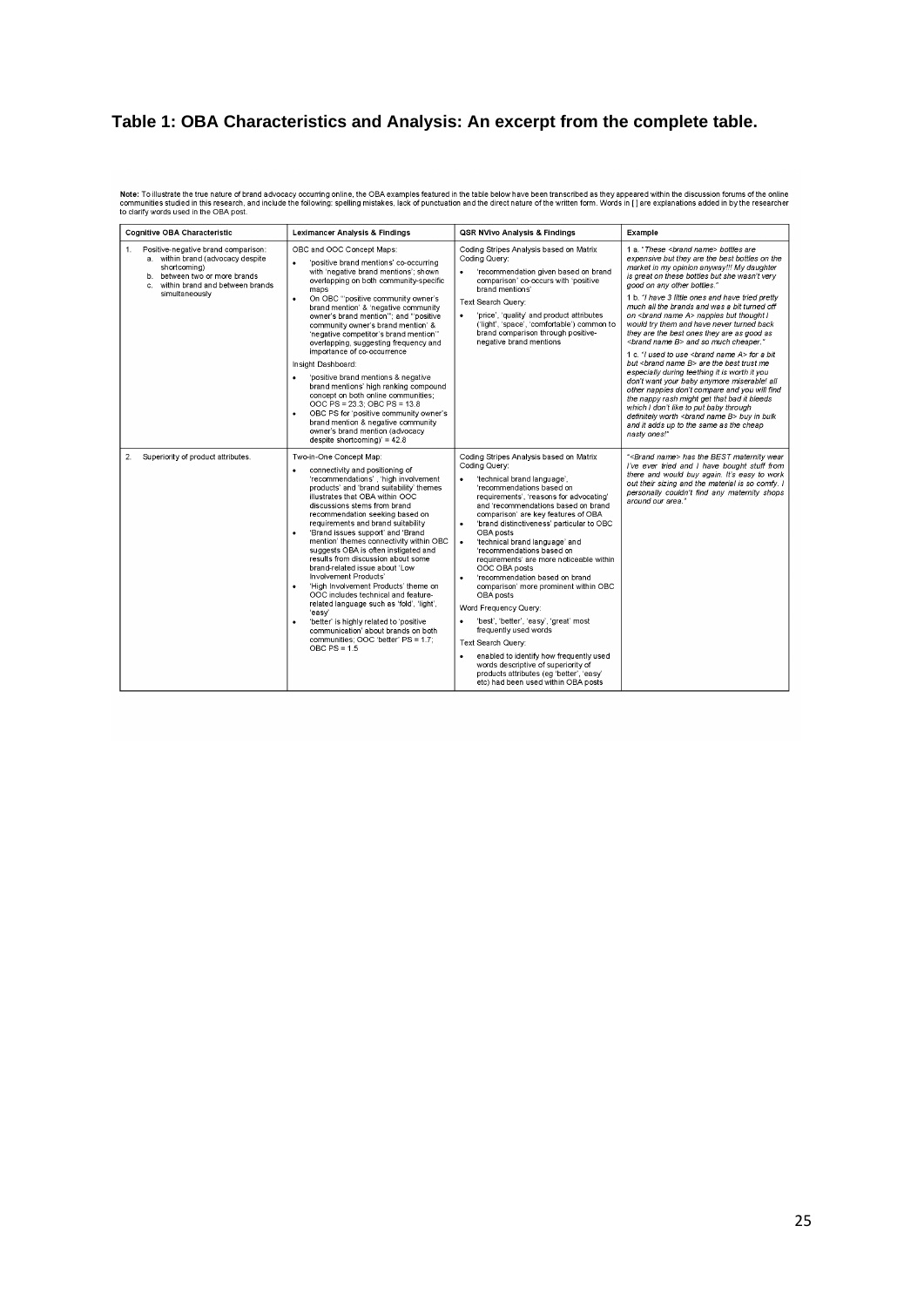**Table 1: OBA Characteristics and Analysis: An excerpt from the complete table.**

**Note:** To illustrate the true nature of brand advocacy occurring online, the OBA examples featured in the table below have been transcribed as they appeared within the discussion forums of the online communities studied in this research, and include the following: spelling mistakes, lack of punctuation and the direct nature of the written form. Words in [ ] are explanations added in by the researcher to clarify words used in the OBA post.

| Cognitive OBA Characteristic | Leximancer Analysis & Findings | QSR NVivo Analysis & Findings | Example |
|---|---|---|---|
| 1. Positive-negative brand comparison: <br> a. within brand (advocacy despite shortcoming) <br> b. between two or more brands <br> c. within brand and between brands simultaneously | OBC and OOC Concept Maps: <br> • 'positive brand mentions' co-occurring with 'negative brand mentions'; shown overlapping on both community-specific maps <br> • On OBC "'positive community owner's brand mention' & 'negative community owner's brand mention'"; and "'positive community owner's brand mention' & 'negative competitor's brand mention'" overlapping, suggesting frequency and importance of co-occurrence <br> Insight Dashboard: <br> • 'positive brand mentions & negative brand mentions' high ranking compound concept on both online communities; OOC PS = 23.3; OBC PS = 13.8 <br> • OBC PS for 'positive community owner's brand mention & negative community owner's brand mention (advocacy despite shortcoming)' = 42.8 | Coding Stripes Analysis based on Matrix Coding Query: <br> • 'recommendation given based on brand comparison' co-occurs with 'positive brand mentions' <br> Text Search Query: <br> • 'price', 'quality' and product attributes ('light', 'space', 'comfortable') common to brand comparison through positive-negative brand mentions | 1 a. *"These <brand name> bottles are expensive but they are the best bottles on the market in my opinion anyway!!! My daughter is great on these bottles but she wasn't very good on any other bottles."* <br> 1 b. *"I have 3 little ones and have tried pretty much all the brands and was a bit turned off on <brand name A> nappies but thought I would try them and have never turned back they are the best ones they are as good as <brand name B> and so much cheaper."* <br> 1 c. *"I used to use <brand name A> for a bit but <brand name B> are the best trust me especially during teething it is worth it you don't want your baby anymore miserable! all other nappies don't compare and you will find the nappy rash might get that bad it bleeds which I don't like to put baby through definitely worth <brand name B> buy in bulk and it adds up to the same as the cheap nasty ones!"* |
| 2. Superiority of product attributes. | Two-in-One Concept Map: <br> • connectivity and positioning of 'recommendations', 'high involvement products' and 'brand suitability' themes illustrates that OBA within OOC discussions stems from brand recommendation seeking based on requirements and brand suitability <br> • 'Brand issues support' and 'Brand mention' themes connectivity within OBC suggests OBA is often instigated and results from discussion about some brand-related issue about 'Low Involvement Products' <br> • 'High Involvement Products' theme on OOC includes technical and feature-related language such as 'fold', 'light', 'easy' <br> • 'better' is highly related to 'positive communication' about brands on both communities; OOC 'better' PS = 1.7; OBC PS = 1.5 | Coding Stripes Analysis based on Matrix Coding Query: <br> • 'technical brand language', 'recommendations based on requirements', 'reasons for advocating' and 'recommendations based on brand comparison' are key features of OBA <br> • 'brand distinctiveness' particular to OBC OBA posts <br> • 'technical brand language' and 'recommendations based on requirements' are more noticeable within OOC OBA posts <br> • 'recommendation based on brand comparison' more prominent within OBC OBA posts <br> Word Frequency Query: <br> • 'best', 'better', 'easy', 'great' most frequently used words <br> Text Search Query: <br> • enabled to identify how frequently used words descriptive of superiority of products attributes (eg 'better', 'easy' etc) had been used within OBA posts | *"<Brand name> has the BEST maternity wear I've ever tried and I have bought stuff from there and would buy again. It's easy to work out their sizing and the material is so comfy. I personally couldn't find any maternity shops around our area."* |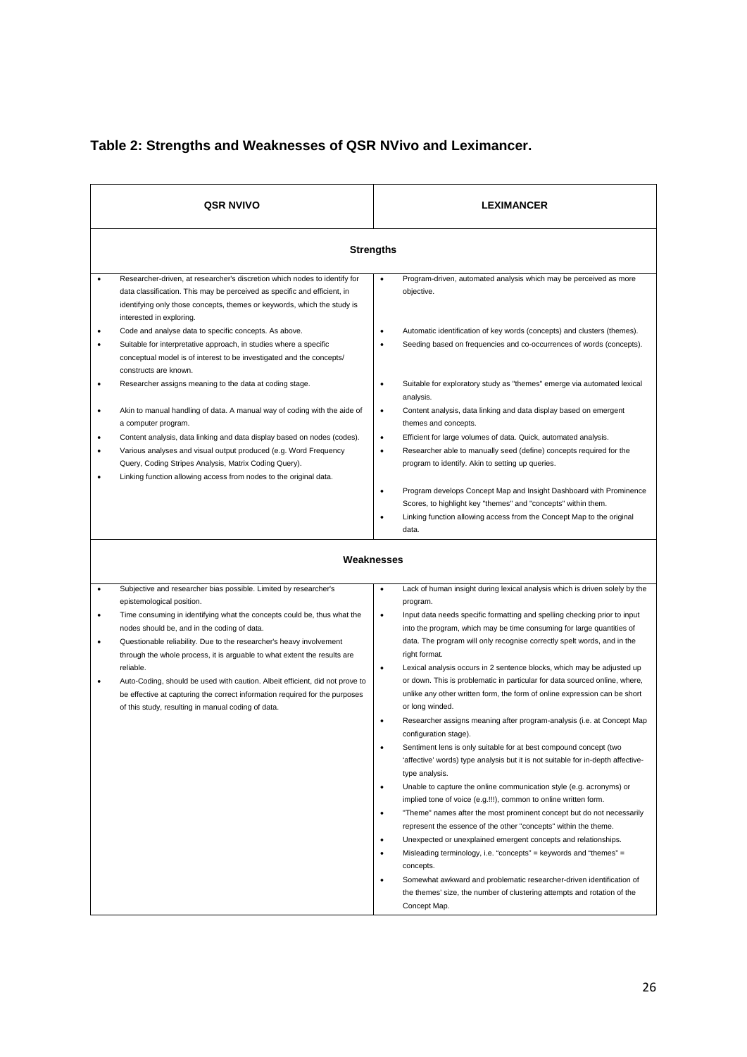## Table 2: Strengths and Weaknesses of QSR NVivo and Leximancer.

| QSR NVIVO | LEXIMANCER |
|---|---|
| **Strengths** | |
| • Researcher-driven, at researcher's discretion which nodes to identify for data classification. This may be perceived as specific and efficient, in identifying only those concepts, themes or keywords, which the study is interested in exploring.<br>• Code and analyse data to specific concepts. As above.<br>• Suitable for interpretative approach, in studies where a specific conceptual model is of interest to be investigated and the concepts/ constructs are known.<br>• Researcher assigns meaning to the data at coding stage.<br>• Akin to manual handling of data. A manual way of coding with the aide of a computer program.<br>• Content analysis, data linking and data display based on nodes (codes).<br>• Various analyses and visual output produced (e.g. Word Frequency Query, Coding Stripes Analysis, Matrix Coding Query).<br>• Linking function allowing access from nodes to the original data. | • Program-driven, automated analysis which may be perceived as more objective.<br>• Automatic identification of key words (concepts) and clusters (themes).<br>• Seeding based on frequencies and co-occurrences of words (concepts).<br>• Suitable for exploratory study as "themes" emerge via automated lexical analysis.<br>• Content analysis, data linking and data display based on emergent themes and concepts.<br>• Efficient for large volumes of data. Quick, automated analysis.<br>• Researcher able to manually seed (define) concepts required for the program to identify. Akin to setting up queries.<br>• Program develops Concept Map and Insight Dashboard with Prominence Scores, to highlight key "themes" and "concepts" within them.<br>• Linking function allowing access from the Concept Map to the original data. |
| **Weaknesses** | |
| • Subjective and researcher bias possible. Limited by researcher's epistemological position.<br>• Time consuming in identifying what the concepts could be, thus what the nodes should be, and in the coding of data.<br>• Questionable reliability. Due to the researcher's heavy involvement through the whole process, it is arguable to what extent the results are reliable.<br>• Auto-Coding, should be used with caution. Albeit efficient, did not prove to be effective at capturing the correct information required for the purposes of this study, resulting in manual coding of data. | • Lack of human insight during lexical analysis which is driven solely by the program.<br>• Input data needs specific formatting and spelling checking prior to input into the program, which may be time consuming for large quantities of data. The program will only recognise correctly spelt words, and in the right format.<br>• Lexical analysis occurs in 2 sentence blocks, which may be adjusted up or down. This is problematic in particular for data sourced online, where, unlike any other written form, the form of online expression can be short or long winded.<br>• Researcher assigns meaning after program-analysis (i.e. at Concept Map configuration stage).<br>• Sentiment lens is only suitable for at best compound concept (two 'affective' words) type analysis but it is not suitable for in-depth affective-type analysis.<br>• Unable to capture the online communication style (e.g. acronyms) or implied tone of voice (e.g.!!!), common to online written form.<br>• "Theme" names after the most prominent concept but do not necessarily represent the essence of the other "concepts" within the theme.<br>• Unexpected or unexplained emergent concepts and relationships.<br>• Misleading terminology, i.e. "concepts" = keywords and "themes" = concepts.<br>• Somewhat awkward and problematic researcher-driven identification of the themes' size, the number of clustering attempts and rotation of the Concept Map. |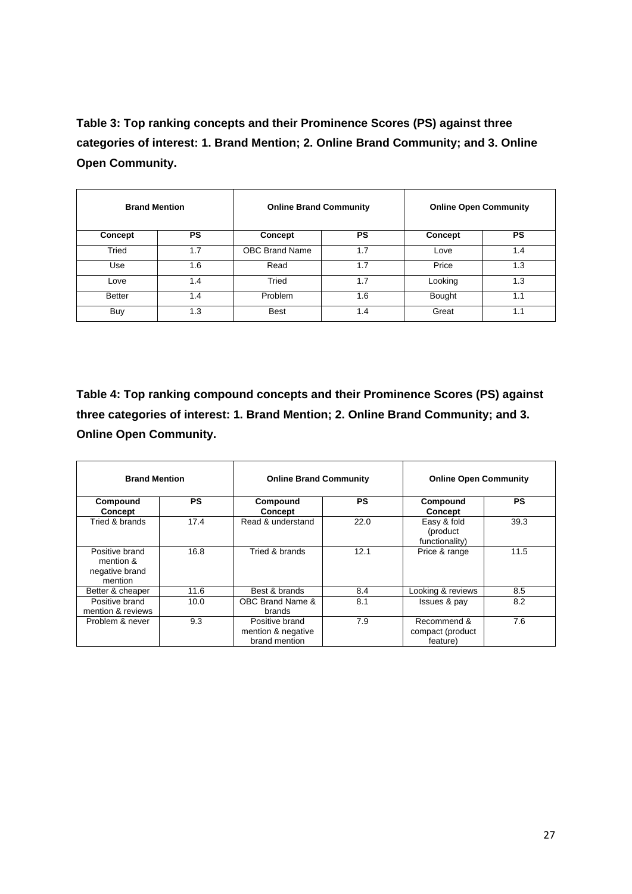**Table 3: Top ranking concepts and their Prominence Scores (PS) against three categories of interest: 1. Brand Mention; 2. Online Brand Community; and 3. Online Open Community.**

| Brand Mention | | Online Brand Community | | Online Open Community | |
|---|---|---|---|---|---|
| **Concept** | **PS** | **Concept** | **PS** | **Concept** | **PS** |
| Tried | 1.7 | OBC Brand Name | 1.7 | Love | 1.4 |
| Use | 1.6 | Read | 1.7 | Price | 1.3 |
| Love | 1.4 | Tried | 1.7 | Looking | 1.3 |
| Better | 1.4 | Problem | 1.6 | Bought | 1.1 |
| Buy | 1.3 | Best | 1.4 | Great | 1.1 |

**Table 4: Top ranking compound concepts and their Prominence Scores (PS) against three categories of interest: 1. Brand Mention; 2. Online Brand Community; and 3. Online Open Community.**

| Brand Mention | | Online Brand Community | | Online Open Community | |
|---|---|---|---|---|---|
| **Compound Concept** | **PS** | **Compound Concept** | **PS** | **Compound Concept** | **PS** |
| Tried & brands | 17.4 | Read & understand | 22.0 | Easy & fold (product functionality) | 39.3 |
| Positive brand mention & negative brand mention | 16.8 | Tried & brands | 12.1 | Price & range | 11.5 |
| Better & cheaper | 11.6 | Best & brands | 8.4 | Looking & reviews | 8.5 |
| Positive brand mention & reviews | 10.0 | OBC Brand Name & brands | 8.1 | Issues & pay | 8.2 |
| Problem & never | 9.3 | Positive brand mention & negative brand mention | 7.9 | Recommend & compact (product feature) | 7.6 |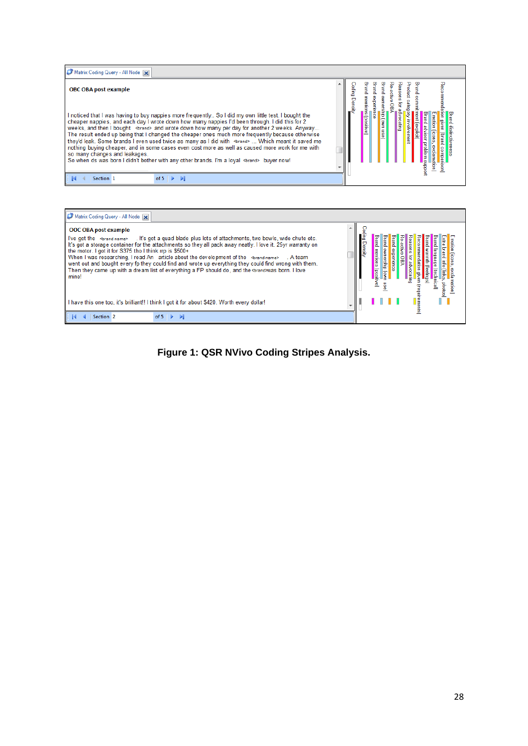Matrix Coding Query - All Node

**OBC OBA post example**

I noticed that I was having to buy nappies more frequently.. So I did my own little test. I bought the cheaper nappies, and each day I wrote down how many nappies I'd been through. I did this for 2 weeks, and then I bought <brand> and wrote down how many per day for another 2 weeks. Anyway... The result ended up being that I changed the cheaper ones much more frequently because otherwise they'd leak. Some brands I even used twice as many as I did with <brand> ... Which meant it saved me nothing buying cheaper, and in some cases even cost more as well as caused more work for me with so many changes and leakages.
So when ds was born I didn't bother with any other brands. I'm a loyal <brand> buyer now!

Section 1 of 5

Coding Density | Brand mentions [positive] | Brand experience | Brand ownership [own use] | Re-active OBA | Reasons for advocating | Product category involvement | Brand commitment [explicit] | Brand advisor problem support | Emotion [icons, exclamation] | Recommendation given [brand comparison] | Brand distinctiveness

Matrix Coding Query - All Node

**OOC OBA post example**

I've got the <brand name> . It's got a quad blade plus lots of attachments, two bowls, wide chute etc. It's got a storage container for the attachments so they all pack away neatly. I love it. 25yr warranty on the motor. I got it for $375 tho I think rrp is $500+
When I was researching, I read An article about the development of the <brand name> . A team went out and bought every fp they could find and wrote up everything they could find wrong with them. Then they came up with a dream list of everything a FP should do, and the <brand>was born. I love mine!

I have this one too, it's brilliant!! I think I got it for about $420. Worth every dollar!

Section 2 of 5

Coding Density | Brand mentions [positive] | Brand ownership [own use] | Brand experience | Re-active OBA | Reasons for advocating | Recommendation given [requirements] | Brand warmth [feelings] | Brand language [technical] | Extra brand info [links, photos] | Emotion [icons, exclamation]

**Figure 1: QSR NVivo Coding Stripes Analysis.**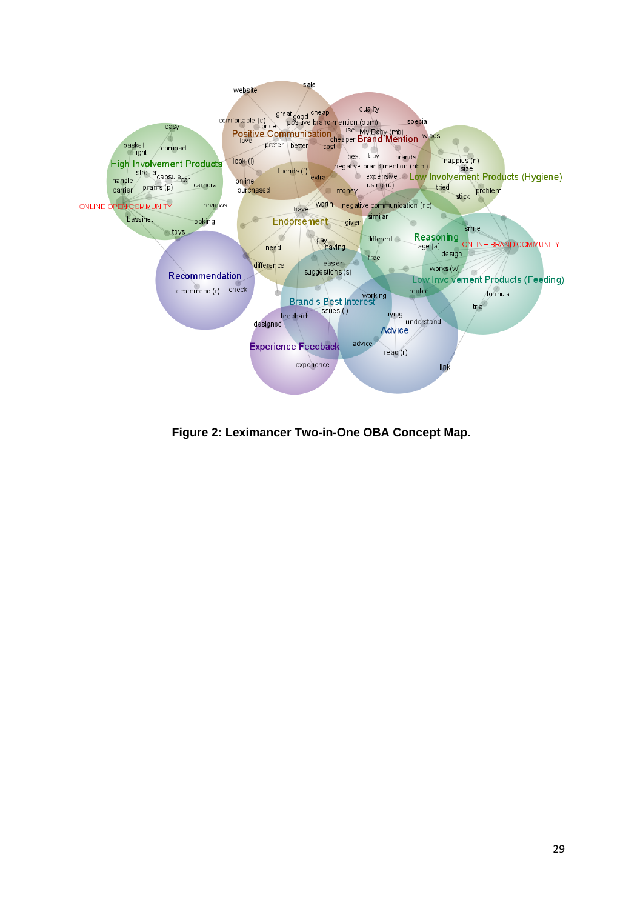**Figure 2: Leximancer Two-in-One OBA Concept Map.**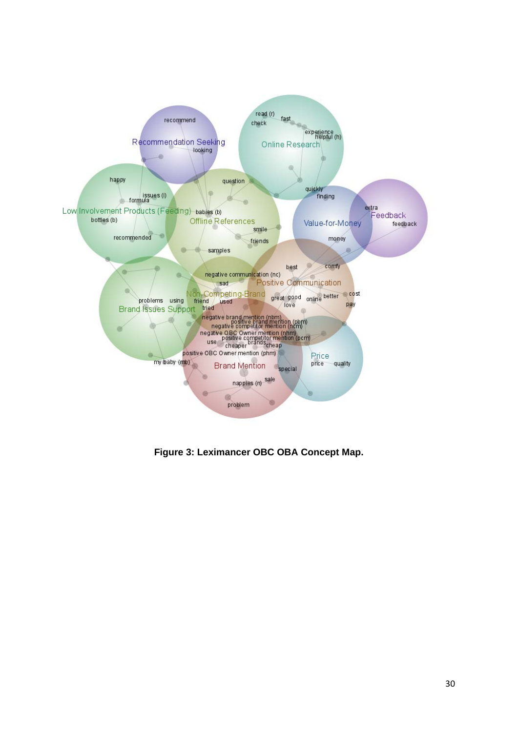**Figure 3: Leximancer OBC OBA Concept Map.**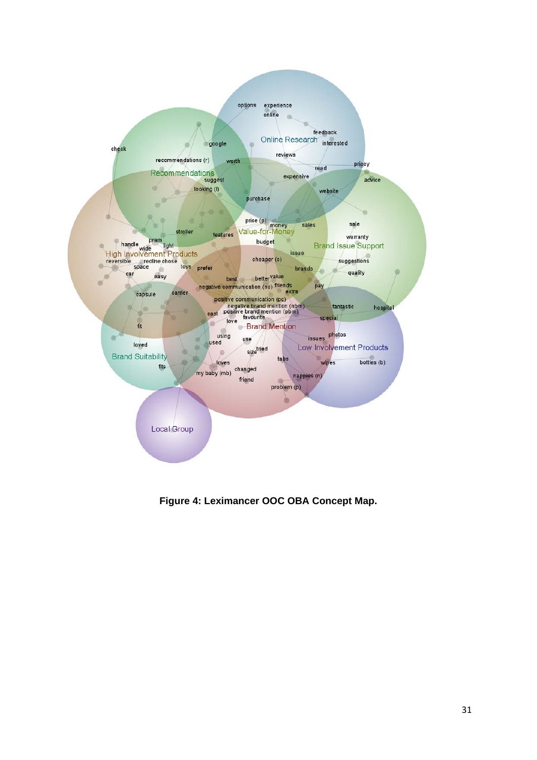Online Research

options
experience
online
feedback
interested
reviews
pricey
read
advice
expensive
website

Recommendations

check
google
recommendations (r)
worth
suggest
looking (l)
purchase

Value-for-Money

price (p)
money
sales
features
budget
issue
cheaper (c)
brands
best
better
value
friends
extra
pay

Brand Issue Support

sale
warranty
suggestions
quality

High Involvement Products

stroller
handle
pram
wide
light
reversible
recline
chose
space
toys
prefer
car
easy
capsule
carrier

Brand Mention

negative communication (nc)
positive communication (pc)
negative brand mention (nbm)
positive brand mention (pbm)
cost
favourite
love
using
used
use
size
tried
tabs
loves
changed
my baby (mb)
friend
problem (p)

Low Involvement Products

fantastic
hospital
special
photos
issues
bottles (b)
wipes
nappies (n)

Brand Suitability

fit
loved
fits

Local Group

**Figure 4: Leximancer OOC OBA Concept Map.**